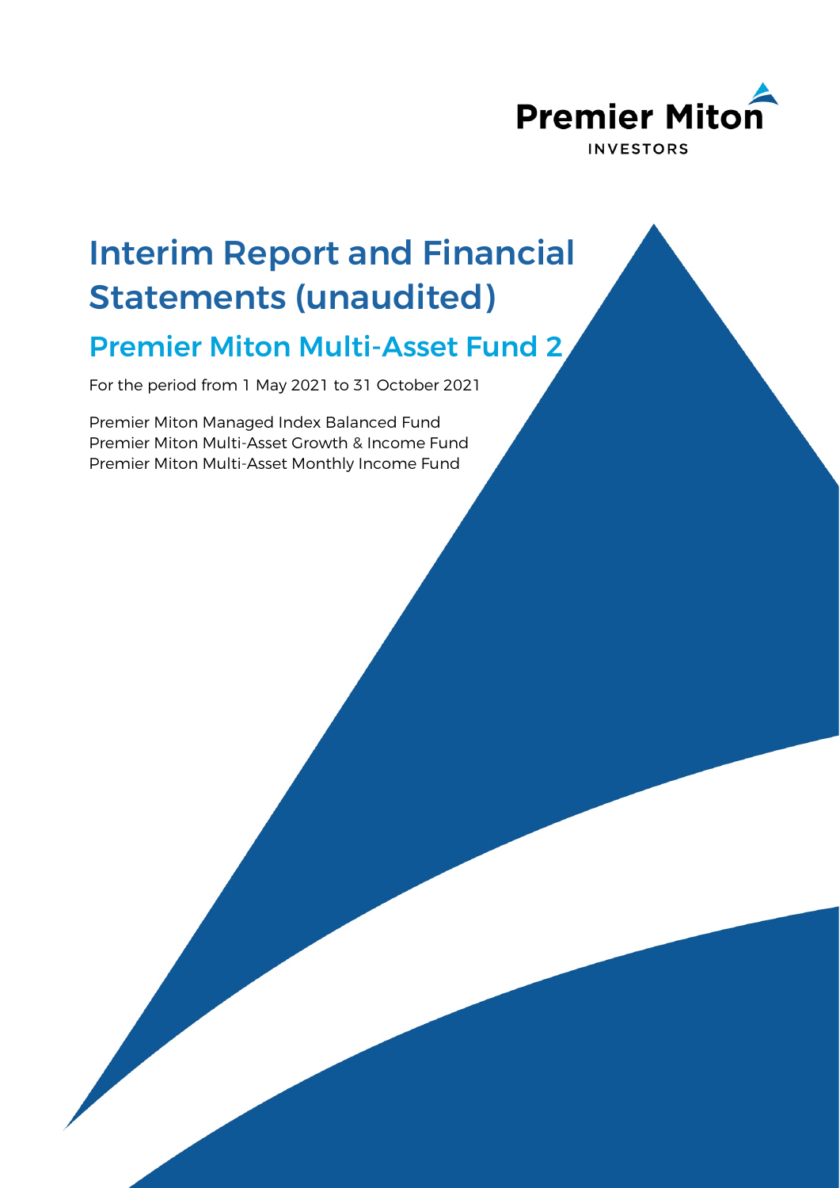Premier Miton

INVESTORS

# Interim Report and Financial Statements (unaudited)

## Premier Miton Multi-Asset Fund 2

For the period from 1 May 2021 to 31 October 2021

Premier Miton Managed Index Balanced Fund
Premier Miton Multi-Asset Growth & Income Fund
Premier Miton Multi-Asset Monthly Income Fund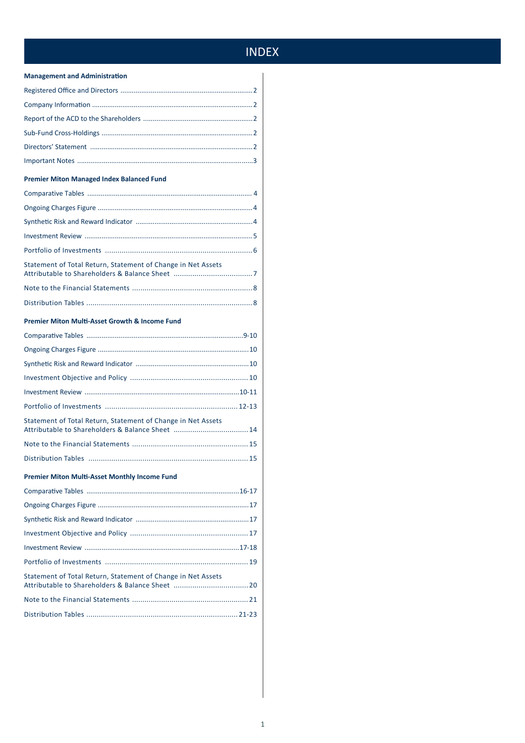# INDEX

**Management and Administration**

| | |
|---|---|
| Registered Office and Directors | 2 |
| Company Information | 2 |
| Report of the ACD to the Shareholders | 2 |
| Sub-Fund Cross-Holdings | 2 |
| Directors' Statement | 2 |
| Important Notes | 3 |

**Premier Miton Managed Index Balanced Fund**

| | |
|---|---|
| Comparative Tables | 4 |
| Ongoing Charges Figure | 4 |
| Synthetic Risk and Reward Indicator | 4 |
| Investment Review | 5 |
| Portfolio of Investments | 6 |
| Statement of Total Return, Statement of Change in Net Assets Attributable to Shareholders & Balance Sheet | 7 |
| Note to the Financial Statements | 8 |
| Distribution Tables | 8 |

**Premier Miton Multi-Asset Growth & Income Fund**

| | |
|---|---|
| Comparative Tables | 9-10 |
| Ongoing Charges Figure | 10 |
| Synthetic Risk and Reward Indicator | 10 |
| Investment Objective and Policy | 10 |
| Investment Review | 10-11 |
| Portfolio of Investments | 12-13 |
| Statement of Total Return, Statement of Change in Net Assets Attributable to Shareholders & Balance Sheet | 14 |
| Note to the Financial Statements | 15 |
| Distribution Tables | 15 |

**Premier Miton Multi-Asset Monthly Income Fund**

| | |
|---|---|
| Comparative Tables | 16-17 |
| Ongoing Charges Figure | 17 |
| Synthetic Risk and Reward Indicator | 17 |
| Investment Objective and Policy | 17 |
| Investment Review | 17-18 |
| Portfolio of Investments | 19 |
| Statement of Total Return, Statement of Change in Net Assets Attributable to Shareholders & Balance Sheet | 20 |
| Note to the Financial Statements | 21 |
| Distribution Tables | 21-23 |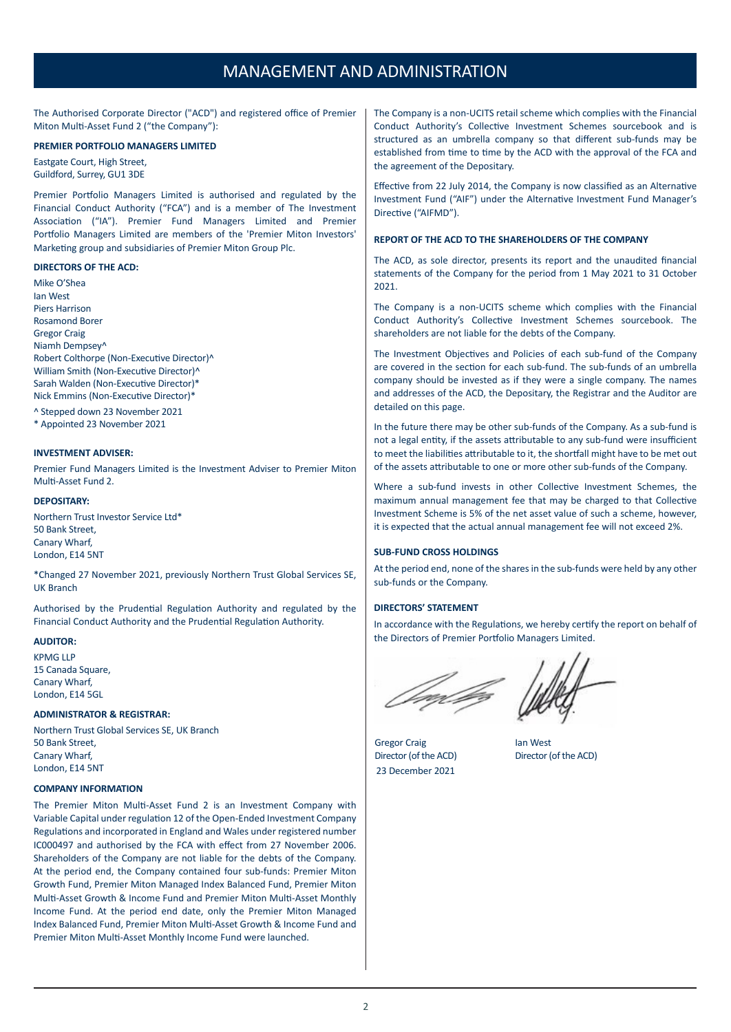# MANAGEMENT AND ADMINISTRATION

The Authorised Corporate Director ("ACD") and registered office of Premier Miton Multi-Asset Fund 2 ("the Company"):

**PREMIER PORTFOLIO MANAGERS LIMITED**

Eastgate Court, High Street,
Guildford, Surrey, GU1 3DE

Premier Portfolio Managers Limited is authorised and regulated by the Financial Conduct Authority ("FCA") and is a member of The Investment Association ("IA"). Premier Fund Managers Limited and Premier Portfolio Managers Limited are members of the 'Premier Miton Investors' Marketing group and subsidiaries of Premier Miton Group Plc.

**DIRECTORS OF THE ACD:**

Mike O'Shea
Ian West
Piers Harrison
Rosamond Borer
Gregor Craig
Niamh Dempsey^
Robert Colthorpe (Non-Executive Director)^
William Smith (Non-Executive Director)^
Sarah Walden (Non-Executive Director)*
Nick Emmins (Non-Executive Director)*

^ Stepped down 23 November 2021
* Appointed 23 November 2021

**INVESTMENT ADVISER:**

Premier Fund Managers Limited is the Investment Adviser to Premier Miton Multi-Asset Fund 2.

**DEPOSITARY:**

Northern Trust Investor Service Ltd*
50 Bank Street,
Canary Wharf,
London, E14 5NT

*Changed 27 November 2021, previously Northern Trust Global Services SE, UK Branch

Authorised by the Prudential Regulation Authority and regulated by the Financial Conduct Authority and the Prudential Regulation Authority.

**AUDITOR:**

KPMG LLP
15 Canada Square,
Canary Wharf,
London, E14 5GL

**ADMINISTRATOR & REGISTRAR:**

Northern Trust Global Services SE, UK Branch
50 Bank Street,
Canary Wharf,
London, E14 5NT

**COMPANY INFORMATION**

The Premier Miton Multi-Asset Fund 2 is an Investment Company with Variable Capital under regulation 12 of the Open-Ended Investment Company Regulations and incorporated in England and Wales under registered number IC000497 and authorised by the FCA with effect from 27 November 2006. Shareholders of the Company are not liable for the debts of the Company. At the period end, the Company contained four sub-funds: Premier Miton Growth Fund, Premier Miton Managed Index Balanced Fund, Premier Miton Multi-Asset Growth & Income Fund and Premier Miton Multi-Asset Monthly Income Fund. At the period end date, only the Premier Miton Managed Index Balanced Fund, Premier Miton Multi-Asset Growth & Income Fund and Premier Miton Multi-Asset Monthly Income Fund were launched.

The Company is a non-UCITS retail scheme which complies with the Financial Conduct Authority's Collective Investment Schemes sourcebook and is structured as an umbrella company so that different sub-funds may be established from time to time by the ACD with the approval of the FCA and the agreement of the Depositary.

Effective from 22 July 2014, the Company is now classified as an Alternative Investment Fund ("AIF") under the Alternative Investment Fund Manager's Directive ("AIFMD").

**REPORT OF THE ACD TO THE SHAREHOLDERS OF THE COMPANY**

The ACD, as sole director, presents its report and the unaudited financial statements of the Company for the period from 1 May 2021 to 31 October 2021.

The Company is a non-UCITS scheme which complies with the Financial Conduct Authority's Collective Investment Schemes sourcebook. The shareholders are not liable for the debts of the Company.

The Investment Objectives and Policies of each sub-fund of the Company are covered in the section for each sub-fund. The sub-funds of an umbrella company should be invested as if they were a single company. The names and addresses of the ACD, the Depositary, the Registrar and the Auditor are detailed on this page.

In the future there may be other sub-funds of the Company. As a sub-fund is not a legal entity, if the assets attributable to any sub-fund were insufficient to meet the liabilities attributable to it, the shortfall might have to be met out of the assets attributable to one or more other sub-funds of the Company.

Where a sub-fund invests in other Collective Investment Schemes, the maximum annual management fee that may be charged to that Collective Investment Scheme is 5% of the net asset value of such a scheme, however, it is expected that the actual annual management fee will not exceed 2%.

**SUB-FUND CROSS HOLDINGS**

At the period end, none of the shares in the sub-funds were held by any other sub-funds or the Company.

**DIRECTORS' STATEMENT**

In accordance with the Regulations, we hereby certify the report on behalf of the Directors of Premier Portfolio Managers Limited.

Gregor Craig
Director (of the ACD)
23 December 2021

Ian West
Director (of the ACD)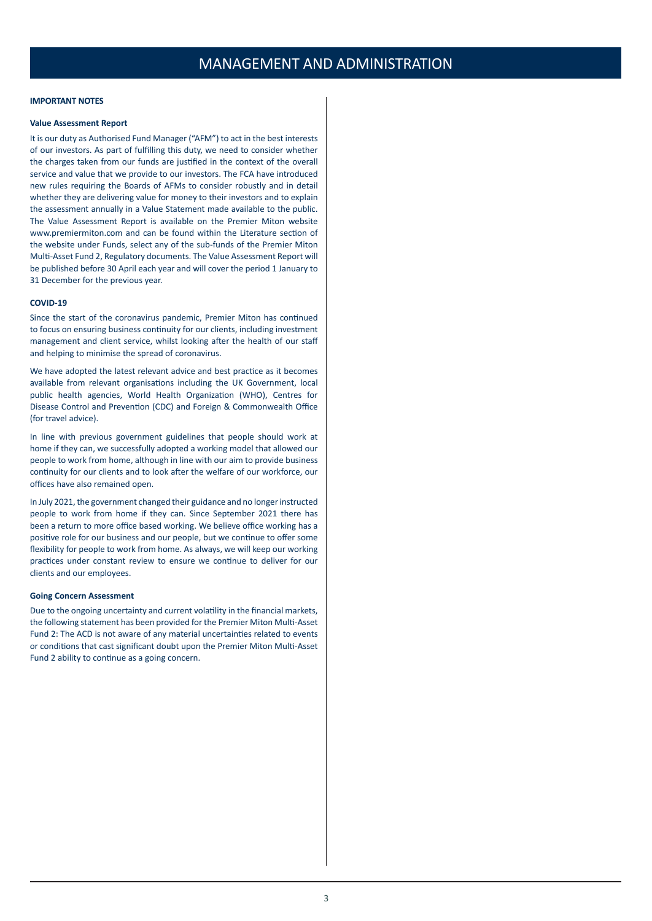# MANAGEMENT AND ADMINISTRATION

**IMPORTANT NOTES**

**Value Assessment Report**

It is our duty as Authorised Fund Manager ("AFM") to act in the best interests of our investors. As part of fulfilling this duty, we need to consider whether the charges taken from our funds are justified in the context of the overall service and value that we provide to our investors. The FCA have introduced new rules requiring the Boards of AFMs to consider robustly and in detail whether they are delivering value for money to their investors and to explain the assessment annually in a Value Statement made available to the public. The Value Assessment Report is available on the Premier Miton website www.premiermiton.com and can be found within the Literature section of the website under Funds, select any of the sub-funds of the Premier Miton Multi-Asset Fund 2, Regulatory documents. The Value Assessment Report will be published before 30 April each year and will cover the period 1 January to 31 December for the previous year.

**COVID-19**

Since the start of the coronavirus pandemic, Premier Miton has continued to focus on ensuring business continuity for our clients, including investment management and client service, whilst looking after the health of our staff and helping to minimise the spread of coronavirus.

We have adopted the latest relevant advice and best practice as it becomes available from relevant organisations including the UK Government, local public health agencies, World Health Organization (WHO), Centres for Disease Control and Prevention (CDC) and Foreign & Commonwealth Office (for travel advice).

In line with previous government guidelines that people should work at home if they can, we successfully adopted a working model that allowed our people to work from home, although in line with our aim to provide business continuity for our clients and to look after the welfare of our workforce, our offices have also remained open.

In July 2021, the government changed their guidance and no longer instructed people to work from home if they can. Since September 2021 there has been a return to more office based working. We believe office working has a positive role for our business and our people, but we continue to offer some flexibility for people to work from home. As always, we will keep our working practices under constant review to ensure we continue to deliver for our clients and our employees.

**Going Concern Assessment**

Due to the ongoing uncertainty and current volatility in the financial markets, the following statement has been provided for the Premier Miton Multi-Asset Fund 2: The ACD is not aware of any material uncertainties related to events or conditions that cast significant doubt upon the Premier Miton Multi-Asset Fund 2 ability to continue as a going concern.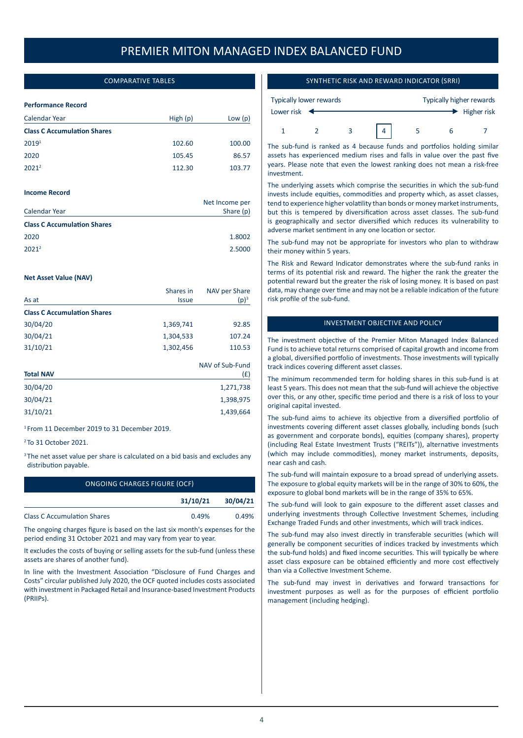# PREMIER MITON MANAGED INDEX BALANCED FUND

## COMPARATIVE TABLES

**Performance Record**

| Calendar Year | High (p) | Low (p) |
|---|---|---|
| **Class C Accumulation Shares** | | |
| 2019[1] | 102.60 | 100.00 |
| 2020 | 105.45 | 86.57 |
| 2021[2] | 112.30 | 103.77 |

**Income Record**

| Calendar Year | Net Income per Share (p) |
|---|---|
| **Class C Accumulation Shares** | |
| 2020 | 1.8002 |
| 2021[2] | 2.5000 |

**Net Asset Value (NAV)**

| As at | Shares in Issue | NAV per Share (p)[3] |
|---|---|---|
| **Class C Accumulation Shares** | | |
| 30/04/20 | 1,369,741 | 92.85 |
| 30/04/21 | 1,304,533 | 107.24 |
| 31/10/21 | 1,302,456 | 110.53 |

| **Total NAV** | NAV of Sub-Fund (£) |
|---|---|
| 30/04/20 | 1,271,738 |
| 30/04/21 | 1,398,975 |
| 31/10/21 | 1,439,664 |

[1] From 11 December 2019 to 31 December 2019.

[2] To 31 October 2021.

[3] The net asset value per share is calculated on a bid basis and excludes any distribution payable.

## ONGOING CHARGES FIGURE (OCF)

| | 31/10/21 | 30/04/21 |
|---|---|---|
| Class C Accumulation Shares | 0.49% | 0.49% |

The ongoing charges figure is based on the last six month's expenses for the period ending 31 October 2021 and may vary from year to year.

It excludes the costs of buying or selling assets for the sub-fund (unless these assets are shares of another fund).

In line with the Investment Association "Disclosure of Fund Charges and Costs" circular published July 2020, the OCF quoted includes costs associated with investment in Packaged Retail and Insurance-based Investment Products (PRIIPs).

## SYNTHETIC RISK AND REWARD INDICATOR (SRRI)

Typically lower rewards — Typically higher rewards

Lower risk — Higher risk

1 2 3 **[4]** 5 6 7

The sub-fund is ranked as 4 because funds and portfolios holding similar assets has experienced medium rises and falls in value over the past five years. Please note that even the lowest ranking does not mean a risk-free investment.

The underlying assets which comprise the securities in which the sub-fund invests include equities, commodities and property which, as asset classes, tend to experience higher volatility than bonds or money market instruments, but this is tempered by diversification across asset classes. The sub-fund is geographically and sector diversified which reduces its vulnerability to adverse market sentiment in any one location or sector.

The sub-fund may not be appropriate for investors who plan to withdraw their money within 5 years.

The Risk and Reward Indicator demonstrates where the sub-fund ranks in terms of its potential risk and reward. The higher the rank the greater the potential reward but the greater the risk of losing money. It is based on past data, may change over time and may not be a reliable indication of the future risk profile of the sub-fund.

## INVESTMENT OBJECTIVE AND POLICY

The investment objective of the Premier Miton Managed Index Balanced Fund is to achieve total returns comprised of capital growth and income from a global, diversified portfolio of investments. Those investments will typically track indices covering different asset classes.

The minimum recommended term for holding shares in this sub-fund is at least 5 years. This does not mean that the sub-fund will achieve the objective over this, or any other, specific time period and there is a risk of loss to your original capital invested.

The sub-fund aims to achieve its objective from a diversified portfolio of investments covering different asset classes globally, including bonds (such as government and corporate bonds), equities (company shares), property (including Real Estate Investment Trusts ("REITs")), alternative investments (which may include commodities), money market instruments, deposits, near cash and cash.

The sub-fund will maintain exposure to a broad spread of underlying assets. The exposure to global equity markets will be in the range of 30% to 60%, the exposure to global bond markets will be in the range of 35% to 65%.

The sub-fund will look to gain exposure to the different asset classes and underlying investments through Collective Investment Schemes, including Exchange Traded Funds and other investments, which will track indices.

The sub-fund may also invest directly in transferable securities (which will generally be component securities of indices tracked by investments which the sub-fund holds) and fixed income securities. This will typically be where asset class exposure can be obtained efficiently and more cost effectively than via a Collective Investment Scheme.

The sub-fund may invest in derivatives and forward transactions for investment purposes as well as for the purposes of efficient portfolio management (including hedging).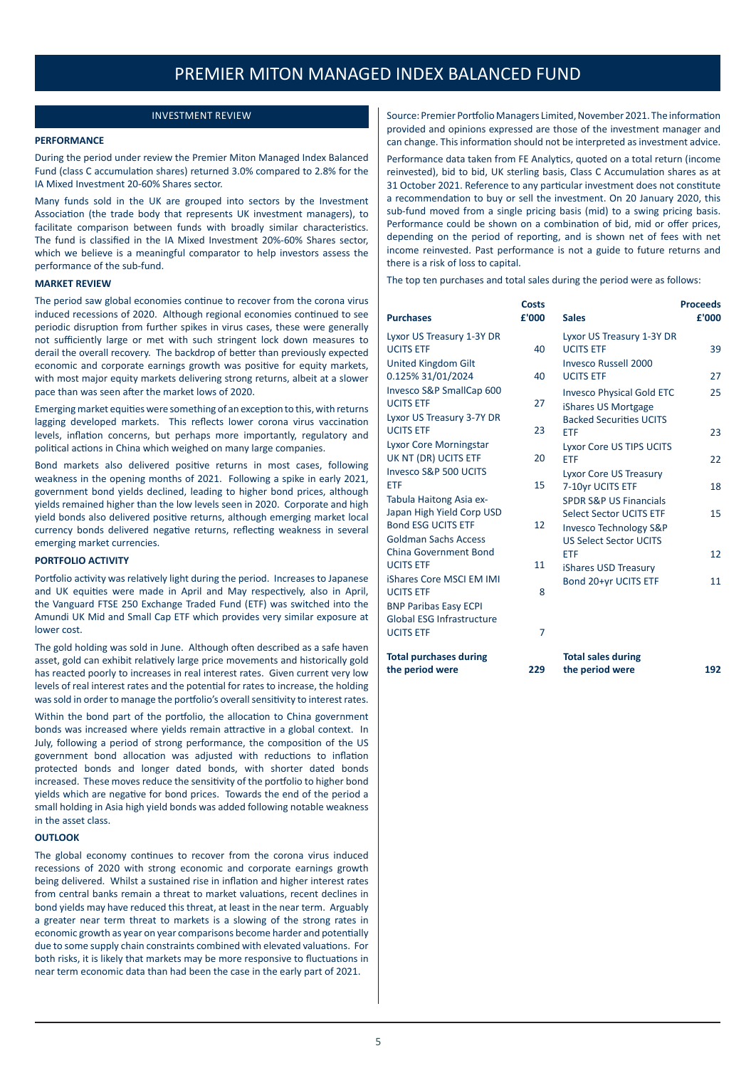# PREMIER MITON MANAGED INDEX BALANCED FUND

## INVESTMENT REVIEW

### PERFORMANCE

During the period under review the Premier Miton Managed Index Balanced Fund (class C accumulation shares) returned 3.0% compared to 2.8% for the IA Mixed Investment 20-60% Shares sector.

Many funds sold in the UK are grouped into sectors by the Investment Association (the trade body that represents UK investment managers), to facilitate comparison between funds with broadly similar characteristics. The fund is classified in the IA Mixed Investment 20%-60% Shares sector, which we believe is a meaningful comparator to help investors assess the performance of the sub-fund.

### MARKET REVIEW

The period saw global economies continue to recover from the corona virus induced recessions of 2020. Although regional economies continued to see periodic disruption from further spikes in virus cases, these were generally not sufficiently large or met with such stringent lock down measures to derail the overall recovery. The backdrop of better than previously expected economic and corporate earnings growth was positive for equity markets, with most major equity markets delivering strong returns, albeit at a slower pace than was seen after the market lows of 2020.

Emerging market equities were something of an exception to this, with returns lagging developed markets. This reflects lower corona virus vaccination levels, inflation concerns, but perhaps more importantly, regulatory and political actions in China which weighed on many large companies.

Bond markets also delivered positive returns in most cases, following weakness in the opening months of 2021. Following a spike in early 2021, government bond yields declined, leading to higher bond prices, although yields remained higher than the low levels seen in 2020. Corporate and high yield bonds also delivered positive returns, although emerging market local currency bonds delivered negative returns, reflecting weakness in several emerging market currencies.

### PORTFOLIO ACTIVITY

Portfolio activity was relatively light during the period. Increases to Japanese and UK equities were made in April and May respectively, also in April, the Vanguard FTSE 250 Exchange Traded Fund (ETF) was switched into the Amundi UK Mid and Small Cap ETF which provides very similar exposure at lower cost.

The gold holding was sold in June. Although often described as a safe haven asset, gold can exhibit relatively large price movements and historically gold has reacted poorly to increases in real interest rates. Given current very low levels of real interest rates and the potential for rates to increase, the holding was sold in order to manage the portfolio's overall sensitivity to interest rates.

Within the bond part of the portfolio, the allocation to China government bonds was increased where yields remain attractive in a global context. In July, following a period of strong performance, the composition of the US government bond allocation was adjusted with reductions to inflation protected bonds and longer dated bonds, with shorter dated bonds increased. These moves reduce the sensitivity of the portfolio to higher bond yields which are negative for bond prices. Towards the end of the period a small holding in Asia high yield bonds was added following notable weakness in the asset class.

### OUTLOOK

The global economy continues to recover from the corona virus induced recessions of 2020 with strong economic and corporate earnings growth being delivered. Whilst a sustained rise in inflation and higher interest rates from central banks remain a threat to market valuations, recent declines in bond yields may have reduced this threat, at least in the near term. Arguably a greater near term threat to markets is a slowing of the strong rates in economic growth as year on year comparisons become harder and potentially due to some supply chain constraints combined with elevated valuations. For both risks, it is likely that markets may be more responsive to fluctuations in near term economic data than had been the case in the early part of 2021.

Source: Premier Portfolio Managers Limited, November 2021. The information provided and opinions expressed are those of the investment manager and can change. This information should not be interpreted as investment advice.

Performance data taken from FE Analytics, quoted on a total return (income reinvested), bid to bid, UK sterling basis, Class C Accumulation shares as at 31 October 2021. Reference to any particular investment does not constitute a recommendation to buy or sell the investment. On 20 January 2020, this sub-fund moved from a single pricing basis (mid) to a swing pricing basis. Performance could be shown on a combination of bid, mid or offer prices, depending on the period of reporting, and is shown net of fees with net income reinvested. Past performance is not a guide to future returns and there is a risk of loss to capital.

The top ten purchases and total sales during the period were as follows:

| Purchases | Costs £'000 | Sales | Proceeds £'000 |
|---|---|---|---|
| Lyxor US Treasury 1-3Y DR UCITS ETF | 40 | Lyxor US Treasury 1-3Y DR UCITS ETF | 39 |
| United Kingdom Gilt 0.125% 31/01/2024 | 40 | Invesco Russell 2000 UCITS ETF | 27 |
| Invesco S&P SmallCap 600 UCITS ETF | 27 | Invesco Physical Gold ETC | 25 |
| Lyxor US Treasury 3-7Y DR UCITS ETF | 23 | iShares US Mortgage Backed Securities UCITS ETF | 23 |
| Lyxor Core Morningstar UK NT (DR) UCITS ETF | 20 | Lyxor Core US TIPS UCITS ETF | 22 |
| Invesco S&P 500 UCITS ETF | 15 | Lyxor Core US Treasury 7-10yr UCITS ETF | 18 |
| Tabula Haitong Asia ex-Japan High Yield Corp USD Bond ESG UCITS ETF | 12 | SPDR S&P US Financials Select Sector UCITS ETF | 15 |
| Goldman Sachs Access China Government Bond UCITS ETF | 11 | Invesco Technology S&P US Select Sector UCITS ETF | 12 |
| iShares Core MSCI EM IMI UCITS ETF | 8 | iShares USD Treasury Bond 20+yr UCITS ETF | 11 |
| BNP Paribas Easy ECPI Global ESG Infrastructure UCITS ETF | 7 | | |
| **Total purchases during the period were** | **229** | **Total sales during the period were** | **192** |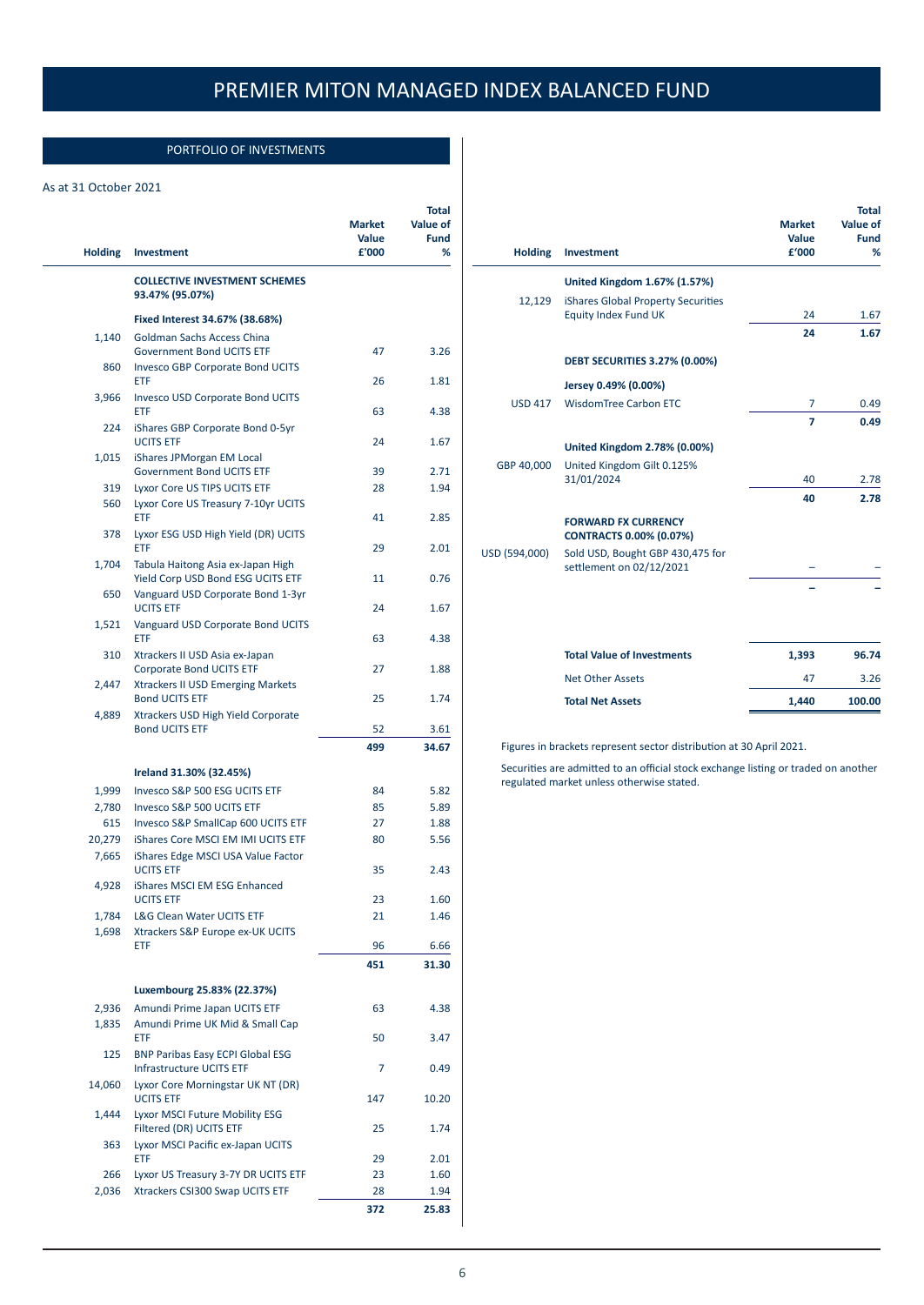# PREMIER MITON MANAGED INDEX BALANCED FUND

## PORTFOLIO OF INVESTMENTS

As at 31 October 2021

| Holding | Investment | Market Value £'000 | Total Value of Fund % |
|---|---|---|---|
| | **COLLECTIVE INVESTMENT SCHEMES 93.47% (95.07%)** | | |
| | **Fixed Interest 34.67% (38.68%)** | | |
| 1,140 | Goldman Sachs Access China Government Bond UCITS ETF | 47 | 3.26 |
| 860 | Invesco GBP Corporate Bond UCITS ETF | 26 | 1.81 |
| 3,966 | Invesco USD Corporate Bond UCITS ETF | 63 | 4.38 |
| 224 | iShares GBP Corporate Bond 0-5yr UCITS ETF | 24 | 1.67 |
| 1,015 | iShares JPMorgan EM Local Government Bond UCITS ETF | 39 | 2.71 |
| 319 | Lyxor Core US TIPS UCITS ETF | 28 | 1.94 |
| 560 | Lyxor Core US Treasury 7-10yr UCITS ETF | 41 | 2.85 |
| 378 | Lyxor ESG USD High Yield (DR) UCITS ETF | 29 | 2.01 |
| 1,704 | Tabula Haitong Asia ex-Japan High Yield Corp USD Bond ESG UCITS ETF | 11 | 0.76 |
| 650 | Vanguard USD Corporate Bond 1-3yr UCITS ETF | 24 | 1.67 |
| 1,521 | Vanguard USD Corporate Bond UCITS ETF | 63 | 4.38 |
| 310 | Xtrackers II USD Asia ex-Japan Corporate Bond UCITS ETF | 27 | 1.88 |
| 2,447 | Xtrackers II USD Emerging Markets Bond UCITS ETF | 25 | 1.74 |
| 4,889 | Xtrackers USD High Yield Corporate Bond UCITS ETF | 52 | 3.61 |
| | | **499** | **34.67** |
| | **Ireland 31.30% (32.45%)** | | |
| 1,999 | Invesco S&P 500 ESG UCITS ETF | 84 | 5.82 |
| 2,780 | Invesco S&P 500 UCITS ETF | 85 | 5.89 |
| 615 | Invesco S&P SmallCap 600 UCITS ETF | 27 | 1.88 |
| 20,279 | iShares Core MSCI EM IMI UCITS ETF | 80 | 5.56 |
| 7,665 | iShares Edge MSCI USA Value Factor UCITS ETF | 35 | 2.43 |
| 4,928 | iShares MSCI EM ESG Enhanced UCITS ETF | 23 | 1.60 |
| 1,784 | L&G Clean Water UCITS ETF | 21 | 1.46 |
| 1,698 | Xtrackers S&P Europe ex-UK UCITS ETF | 96 | 6.66 |
| | | **451** | **31.30** |
| | **Luxembourg 25.83% (22.37%)** | | |
| 2,936 | Amundi Prime Japan UCITS ETF | 63 | 4.38 |
| 1,835 | Amundi Prime UK Mid & Small Cap ETF | 50 | 3.47 |
| 125 | BNP Paribas Easy ECPI Global ESG Infrastructure UCITS ETF | 7 | 0.49 |
| 14,060 | Lyxor Core Morningstar UK NT (DR) UCITS ETF | 147 | 10.20 |
| 1,444 | Lyxor MSCI Future Mobility ESG Filtered (DR) UCITS ETF | 25 | 1.74 |
| 363 | Lyxor MSCI Pacific ex-Japan UCITS ETF | 29 | 2.01 |
| 266 | Lyxor US Treasury 3-7Y DR UCITS ETF | 23 | 1.60 |
| 2,036 | Xtrackers CSI300 Swap UCITS ETF | 28 | 1.94 |
| | | **372** | **25.83** |
| | **United Kingdom 1.67% (1.57%)** | | |
| 12,129 | iShares Global Property Securities Equity Index Fund UK | 24 | 1.67 |
| | | **24** | **1.67** |
| | **DEBT SECURITIES 3.27% (0.00%)** | | |
| | **Jersey 0.49% (0.00%)** | | |
| USD 417 | WisdomTree Carbon ETC | 7 | 0.49 |
| | | **7** | **0.49** |
| | **United Kingdom 2.78% (0.00%)** | | |
| GBP 40,000 | United Kingdom Gilt 0.125% 31/01/2024 | 40 | 2.78 |
| | | **40** | **2.78** |
| | **FORWARD FX CURRENCY CONTRACTS 0.00% (0.07%)** | | |
| USD (594,000) | Sold USD, Bought GBP 430,475 for settlement on 02/12/2021 | – | – |
| | | **–** | **–** |
| | **Total Value of Investments** | **1,393** | **96.74** |
| | Net Other Assets | 47 | 3.26 |
| | **Total Net Assets** | **1,440** | **100.00** |

Figures in brackets represent sector distribution at 30 April 2021.

Securities are admitted to an official stock exchange listing or traded on another regulated market unless otherwise stated.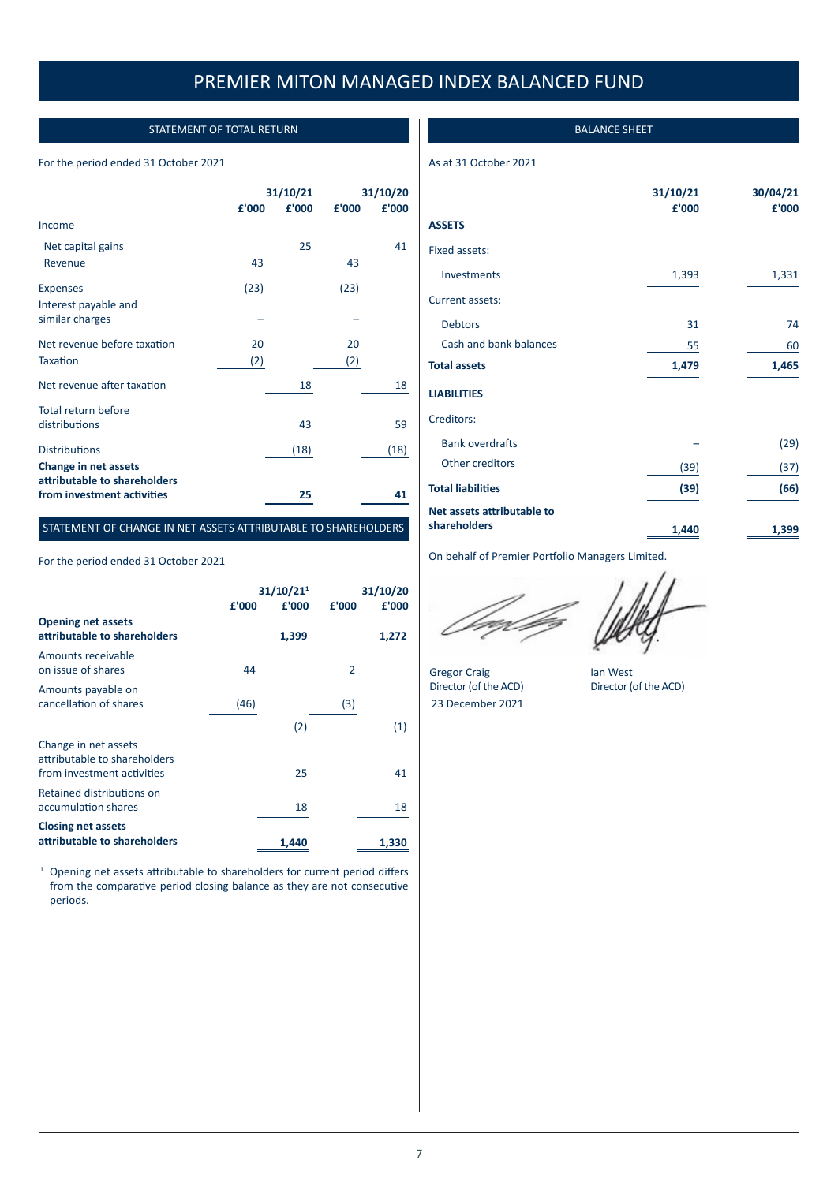# PREMIER MITON MANAGED INDEX BALANCED FUND

## STATEMENT OF TOTAL RETURN

For the period ended 31 October 2021

| | £'000 | 31/10/21 £'000 | £'000 | 31/10/20 £'000 |
|---|---|---|---|---|
| Income | | | | |
| Net capital gains | | 25 | | 41 |
| Revenue | 43 | | 43 | |
| Expenses | (23) | | (23) | |
| Interest payable and similar charges | – | | – | |
| Net revenue before taxation | 20 | | 20 | |
| Taxation | (2) | | (2) | |
| Net revenue after taxation | | 18 | | 18 |
| Total return before distributions | | 43 | | 59 |
| Distributions | | (18) | | (18) |
| **Change in net assets attributable to shareholders from investment activities** | | **25** | | **41** |

## STATEMENT OF CHANGE IN NET ASSETS ATTRIBUTABLE TO SHAREHOLDERS

For the period ended 31 October 2021

| | £'000 | 31/10/21[1] £'000 | £'000 | 31/10/20 £'000 |
|---|---|---|---|---|
| **Opening net assets attributable to shareholders** | | **1,399** | | **1,272** |
| Amounts receivable on issue of shares | 44 | | 2 | |
| Amounts payable on cancellation of shares | (46) | | (3) | |
| | | (2) | | (1) |
| Change in net assets attributable to shareholders from investment activities | | 25 | | 41 |
| Retained distributions on accumulation shares | | 18 | | 18 |
| **Closing net assets attributable to shareholders** | | **1,440** | | **1,330** |

[1] Opening net assets attributable to shareholders for current period differs from the comparative period closing balance as they are not consecutive periods.

## BALANCE SHEET

As at 31 October 2021

| | 31/10/21 £'000 | 30/04/21 £'000 |
|---|---|---|
| **ASSETS** | | |
| Fixed assets: | | |
| Investments | 1,393 | 1,331 |
| Current assets: | | |
| Debtors | 31 | 74 |
| Cash and bank balances | 55 | 60 |
| **Total assets** | **1,479** | **1,465** |
| **LIABILITIES** | | |
| Creditors: | | |
| Bank overdrafts | – | (29) |
| Other creditors | (39) | (37) |
| **Total liabilities** | **(39)** | **(66)** |
| **Net assets attributable to shareholders** | **1,440** | **1,399** |

On behalf of Premier Portfolio Managers Limited.

Gregor Craig
Director (of the ACD)
23 December 2021

Ian West
Director (of the ACD)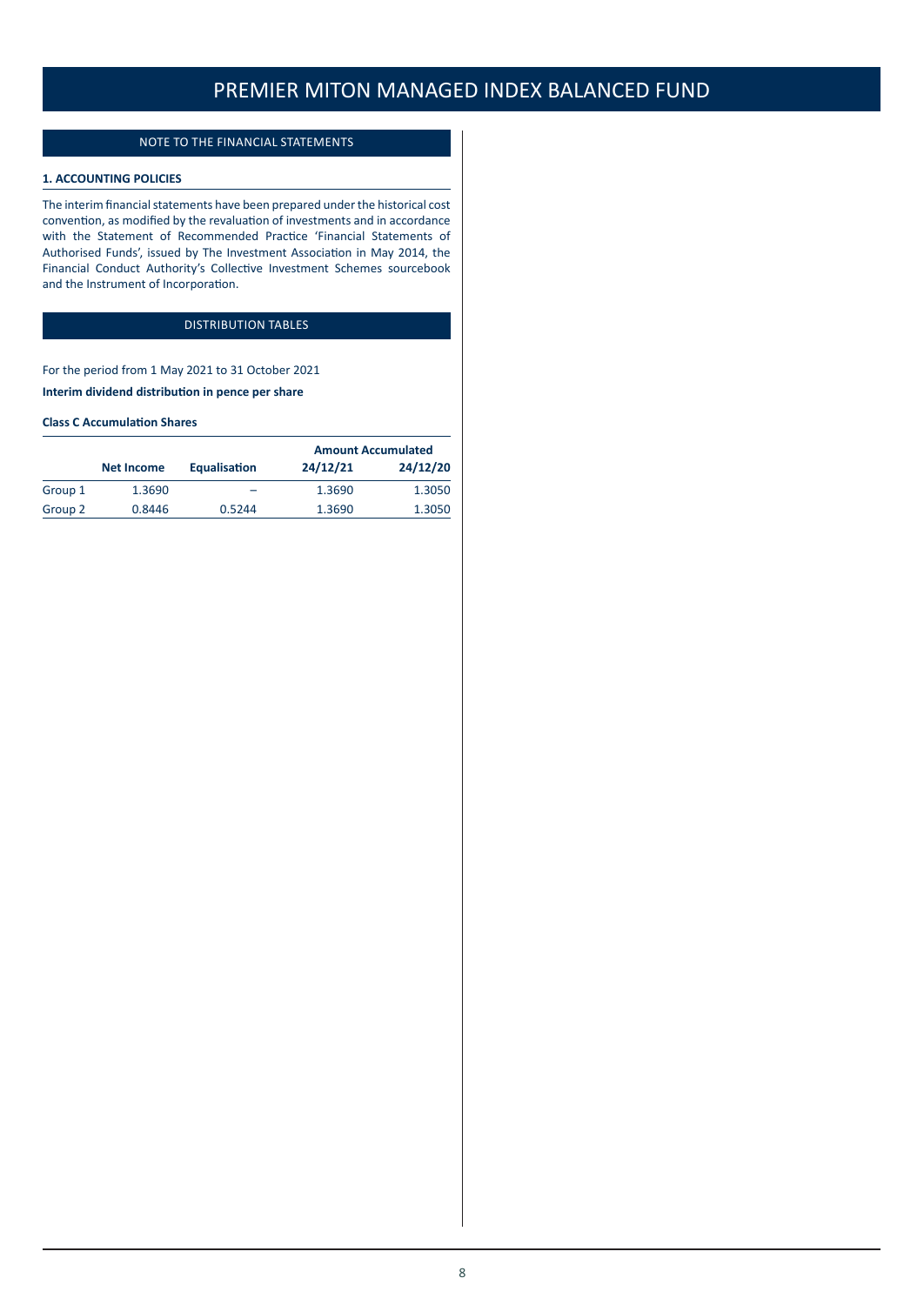# PREMIER MITON MANAGED INDEX BALANCED FUND

## NOTE TO THE FINANCIAL STATEMENTS

### 1. ACCOUNTING POLICIES

The interim financial statements have been prepared under the historical cost convention, as modified by the revaluation of investments and in accordance with the Statement of Recommended Practice 'Financial Statements of Authorised Funds', issued by The Investment Association in May 2014, the Financial Conduct Authority's Collective Investment Schemes sourcebook and the Instrument of Incorporation.

## DISTRIBUTION TABLES

For the period from 1 May 2021 to 31 October 2021

**Interim dividend distribution in pence per share**

**Class C Accumulation Shares**

| | | | Amount Accumulated | |
|---|---|---|---|---|
| | **Net Income** | **Equalisation** | **24/12/21** | **24/12/20** |
| Group 1 | 1.3690 | – | 1.3690 | 1.3050 |
| Group 2 | 0.8446 | 0.5244 | 1.3690 | 1.3050 |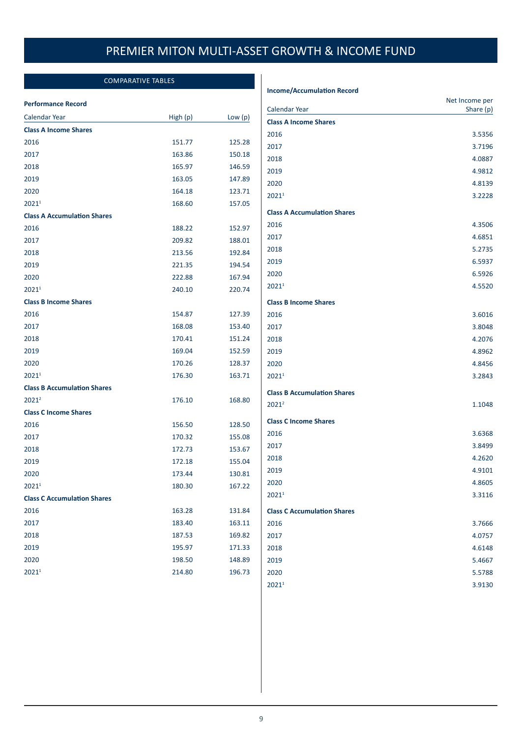# PREMIER MITON MULTI-ASSET GROWTH & INCOME FUND

## COMPARATIVE TABLES

### Performance Record

| Calendar Year | High (p) | Low (p) |
|---|---|---|
| **Class A Income Shares** | | |
| 2016 | 151.77 | 125.28 |
| 2017 | 163.86 | 150.18 |
| 2018 | 165.97 | 146.59 |
| 2019 | 163.05 | 147.89 |
| 2020 | 164.18 | 123.71 |
| 2021[1] | 168.60 | 157.05 |
| **Class A Accumulation Shares** | | |
| 2016 | 188.22 | 152.97 |
| 2017 | 209.82 | 188.01 |
| 2018 | 213.56 | 192.84 |
| 2019 | 221.35 | 194.54 |
| 2020 | 222.88 | 167.94 |
| 2021[1] | 240.10 | 220.74 |
| **Class B Income Shares** | | |
| 2016 | 154.87 | 127.39 |
| 2017 | 168.08 | 153.40 |
| 2018 | 170.41 | 151.24 |
| 2019 | 169.04 | 152.59 |
| 2020 | 170.26 | 128.37 |
| 2021[1] | 176.30 | 163.71 |
| **Class B Accumulation Shares** | | |
| 2021[2] | 176.10 | 168.80 |
| **Class C Income Shares** | | |
| 2016 | 156.50 | 128.50 |
| 2017 | 170.32 | 155.08 |
| 2018 | 172.73 | 153.67 |
| 2019 | 172.18 | 155.04 |
| 2020 | 173.44 | 130.81 |
| 2021[1] | 180.30 | 167.22 |
| **Class C Accumulation Shares** | | |
| 2016 | 163.28 | 131.84 |
| 2017 | 183.40 | 163.11 |
| 2018 | 187.53 | 169.82 |
| 2019 | 195.97 | 171.33 |
| 2020 | 198.50 | 148.89 |
| 2021[1] | 214.80 | 196.73 |

### Income/Accumulation Record

| Calendar Year | Net Income per Share (p) |
|---|---|
| **Class A Income Shares** | |
| 2016 | 3.5356 |
| 2017 | 3.7196 |
| 2018 | 4.0887 |
| 2019 | 4.9812 |
| 2020 | 4.8139 |
| 2021[1] | 3.2228 |
| **Class A Accumulation Shares** | |
| 2016 | 4.3506 |
| 2017 | 4.6851 |
| 2018 | 5.2735 |
| 2019 | 6.5937 |
| 2020 | 6.5926 |
| 2021[1] | 4.5520 |
| **Class B Income Shares** | |
| 2016 | 3.6016 |
| 2017 | 3.8048 |
| 2018 | 4.2076 |
| 2019 | 4.8962 |
| 2020 | 4.8456 |
| 2021[1] | 3.2843 |
| **Class B Accumulation Shares** | |
| 2021[2] | 1.1048 |
| **Class C Income Shares** | |
| 2016 | 3.6368 |
| 2017 | 3.8499 |
| 2018 | 4.2620 |
| 2019 | 4.9101 |
| 2020 | 4.8605 |
| 2021[1] | 3.3116 |
| **Class C Accumulation Shares** | |
| 2016 | 3.7666 |
| 2017 | 4.0757 |
| 2018 | 4.6148 |
| 2019 | 5.4667 |
| 2020 | 5.5788 |
| 2021[1] | 3.9130 |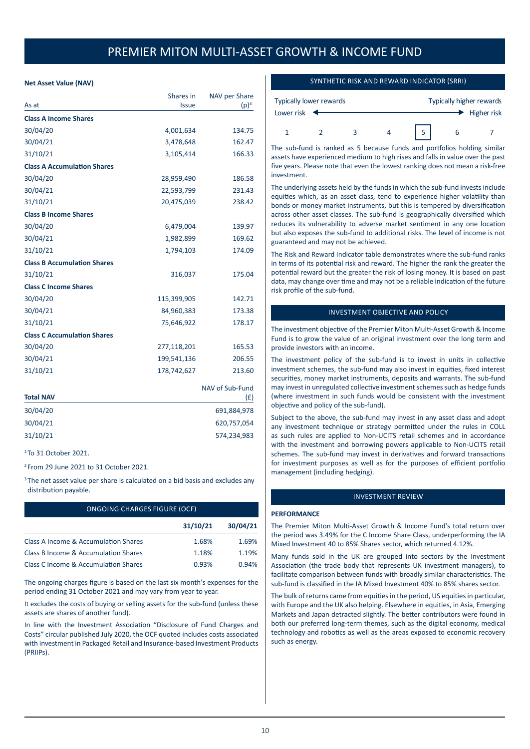// Premier Miton Multi-Asset Growth & Income Fund

# PREMIER MITON MULTI-ASSET GROWTH & INCOME FUND

**Net Asset Value (NAV)**

| As at | Shares in Issue | NAV per Share (p)[3] |
|---|---|---|
| **Class A Income Shares** | | |
| 30/04/20 | 4,001,634 | 134.75 |
| 30/04/21 | 3,478,648 | 162.47 |
| 31/10/21 | 3,105,414 | 166.33 |
| **Class A Accumulation Shares** | | |
| 30/04/20 | 28,959,490 | 186.58 |
| 30/04/21 | 22,593,799 | 231.43 |
| 31/10/21 | 20,475,039 | 238.42 |
| **Class B Income Shares** | | |
| 30/04/20 | 6,479,004 | 139.97 |
| 30/04/21 | 1,982,899 | 169.62 |
| 31/10/21 | 1,794,103 | 174.09 |
| **Class B Accumulation Shares** | | |
| 31/10/21 | 316,037 | 175.04 |
| **Class C Income Shares** | | |
| 30/04/20 | 115,399,905 | 142.71 |
| 30/04/21 | 84,960,383 | 173.38 |
| 31/10/21 | 75,646,922 | 178.17 |
| **Class C Accumulation Shares** | | |
| 30/04/20 | 277,118,201 | 165.53 |
| 30/04/21 | 199,541,136 | 206.55 |
| 31/10/21 | 178,742,627 | 213.60 |

| Total NAV | NAV of Sub-Fund (£) |
|---|---|
| 30/04/20 | 691,884,978 |
| 30/04/21 | 620,757,054 |
| 31/10/21 | 574,234,983 |

[1] To 31 October 2021.

[2] From 29 June 2021 to 31 October 2021.

[3] The net asset value per share is calculated on a bid basis and excludes any distribution payable.

## ONGOING CHARGES FIGURE (OCF)

| | 31/10/21 | 30/04/21 |
|---|---|---|
| Class A Income & Accumulation Shares | 1.68% | 1.69% |
| Class B Income & Accumulation Shares | 1.18% | 1.19% |
| Class C Income & Accumulation Shares | 0.93% | 0.94% |

The ongoing charges figure is based on the last six month's expenses for the period ending 31 October 2021 and may vary from year to year.

It excludes the costs of buying or selling assets for the sub-fund (unless these assets are shares of another fund).

In line with the Investment Association "Disclosure of Fund Charges and Costs" circular published July 2020, the OCF quoted includes costs associated with investment in Packaged Retail and Insurance-based Investment Products (PRIIPs).

## SYNTHETIC RISK AND REWARD INDICATOR (SRRI)

Typically lower rewards — Typically higher rewards

Lower risk — Higher risk

1 2 3 4 **[5]** 6 7

The sub-fund is ranked as 5 because funds and portfolios holding similar assets have experienced medium to high rises and falls in value over the past five years. Please note that even the lowest ranking does not mean a risk-free investment.

The underlying assets held by the funds in which the sub-fund invests include equities which, as an asset class, tend to experience higher volatility than bonds or money market instruments, but this is tempered by diversification across other asset classes. The sub-fund is geographically diversified which reduces its vulnerability to adverse market sentiment in any one location but also exposes the sub-fund to additional risks. The level of income is not guaranteed and may not be achieved.

The Risk and Reward Indicator table demonstrates where the sub-fund ranks in terms of its potential risk and reward. The higher the rank the greater the potential reward but the greater the risk of losing money. It is based on past data, may change over time and may not be a reliable indication of the future risk profile of the sub-fund.

## INVESTMENT OBJECTIVE AND POLICY

The investment objective of the Premier Miton Multi-Asset Growth & Income Fund is to grow the value of an original investment over the long term and provide investors with an income.

The investment policy of the sub-fund is to invest in units in collective investment schemes, the sub-fund may also invest in equities, fixed interest securities, money market instruments, deposits and warrants. The sub-fund may invest in unregulated collective investment schemes such as hedge funds (where investment in such funds would be consistent with the investment objective and policy of the sub-fund).

Subject to the above, the sub-fund may invest in any asset class and adopt any investment technique or strategy permitted under the rules in COLL as such rules are applied to Non-UCITS retail schemes and in accordance with the investment and borrowing powers applicable to Non-UCITS retail schemes. The sub-fund may invest in derivatives and forward transactions for investment purposes as well as for the purposes of efficient portfolio management (including hedging).

## INVESTMENT REVIEW

**PERFORMANCE**

The Premier Miton Multi-Asset Growth & Income Fund's total return over the period was 3.49% for the C Income Share Class, underperforming the IA Mixed Investment 40 to 85% Shares sector, which returned 4.12%.

Many funds sold in the UK are grouped into sectors by the Investment Association (the trade body that represents UK investment managers), to facilitate comparison between funds with broadly similar characteristics. The sub-fund is classified in the IA Mixed Investment 40% to 85% shares sector.

The bulk of returns came from equities in the period, US equities in particular, with Europe and the UK also helping. Elsewhere in equities, in Asia, Emerging Markets and Japan detracted slightly. The better contributors were found in both our preferred long-term themes, such as the digital economy, medical technology and robotics as well as the areas exposed to economic recovery such as energy.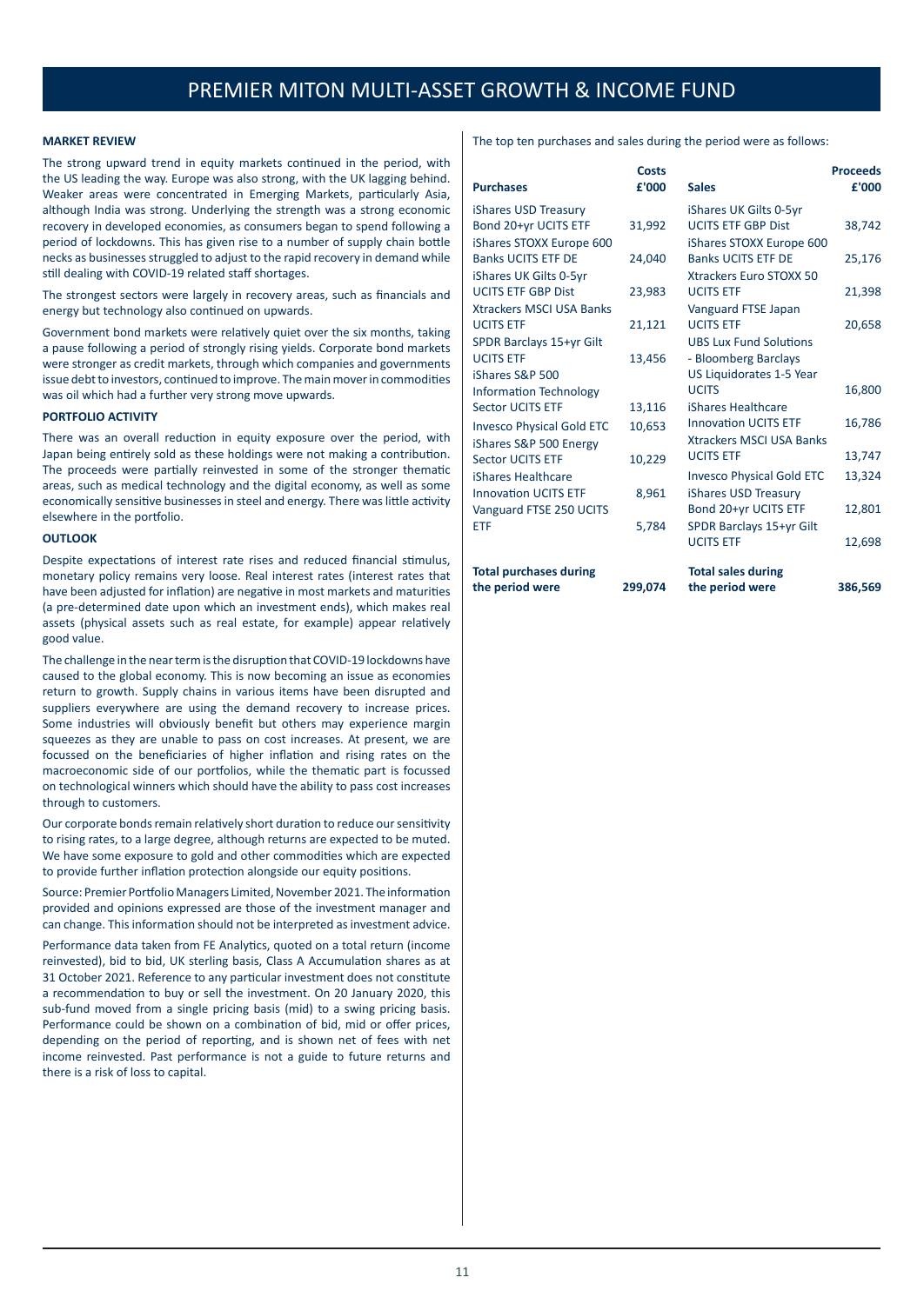# PREMIER MITON MULTI-ASSET GROWTH & INCOME FUND

**MARKET REVIEW**

The strong upward trend in equity markets continued in the period, with the US leading the way. Europe was also strong, with the UK lagging behind. Weaker areas were concentrated in Emerging Markets, particularly Asia, although India was strong. Underlying the strength was a strong economic recovery in developed economies, as consumers began to spend following a period of lockdowns. This has given rise to a number of supply chain bottle necks as businesses struggled to adjust to the rapid recovery in demand while still dealing with COVID-19 related staff shortages.

The strongest sectors were largely in recovery areas, such as financials and energy but technology also continued on upwards.

Government bond markets were relatively quiet over the six months, taking a pause following a period of strongly rising yields. Corporate bond markets were stronger as credit markets, through which companies and governments issue debt to investors, continued to improve. The main mover in commodities was oil which had a further very strong move upwards.

**PORTFOLIO ACTIVITY**

There was an overall reduction in equity exposure over the period, with Japan being entirely sold as these holdings were not making a contribution. The proceeds were partially reinvested in some of the stronger thematic areas, such as medical technology and the digital economy, as well as some economically sensitive businesses in steel and energy. There was little activity elsewhere in the portfolio.

**OUTLOOK**

Despite expectations of interest rate rises and reduced financial stimulus, monetary policy remains very loose. Real interest rates (interest rates that have been adjusted for inflation) are negative in most markets and maturities (a pre-determined date upon which an investment ends), which makes real assets (physical assets such as real estate, for example) appear relatively good value.

The challenge in the near term is the disruption that COVID-19 lockdowns have caused to the global economy. This is now becoming an issue as economies return to growth. Supply chains in various items have been disrupted and suppliers everywhere are using the demand recovery to increase prices. Some industries will obviously benefit but others may experience margin squeezes as they are unable to pass on cost increases. At present, we are focussed on the beneficiaries of higher inflation and rising rates on the macroeconomic side of our portfolios, while the thematic part is focussed on technological winners which should have the ability to pass cost increases through to customers.

Our corporate bonds remain relatively short duration to reduce our sensitivity to rising rates, to a large degree, although returns are expected to be muted. We have some exposure to gold and other commodities which are expected to provide further inflation protection alongside our equity positions.

Source: Premier Portfolio Managers Limited, November 2021. The information provided and opinions expressed are those of the investment manager and can change. This information should not be interpreted as investment advice.

Performance data taken from FE Analytics, quoted on a total return (income reinvested), bid to bid, UK sterling basis, Class A Accumulation shares as at 31 October 2021. Reference to any particular investment does not constitute a recommendation to buy or sell the investment. On 20 January 2020, this sub-fund moved from a single pricing basis (mid) to a swing pricing basis. Performance could be shown on a combination of bid, mid or offer prices, depending on the period of reporting, and is shown net of fees with net income reinvested. Past performance is not a guide to future returns and there is a risk of loss to capital.

The top ten purchases and sales during the period were as follows:

| Purchases | Costs £'000 | Sales | Proceeds £'000 |
|---|---|---|---|
| iShares USD Treasury Bond 20+yr UCITS ETF | 31,992 | iShares UK Gilts 0-5yr UCITS ETF GBP Dist | 38,742 |
| iShares STOXX Europe 600 Banks UCITS ETF DE | 24,040 | iShares STOXX Europe 600 Banks UCITS ETF DE | 25,176 |
| iShares UK Gilts 0-5yr UCITS ETF GBP Dist | 23,983 | Xtrackers Euro STOXX 50 UCITS ETF | 21,398 |
| Xtrackers MSCI USA Banks UCITS ETF | 21,121 | Vanguard FTSE Japan UCITS ETF | 20,658 |
| SPDR Barclays 15+yr Gilt UCITS ETF | 13,456 | UBS Lux Fund Solutions - Bloomberg Barclays US Liquidorates 1-5 Year UCITS | 16,800 |
| iShares S&P 500 Information Technology Sector UCITS ETF | 13,116 | iShares Healthcare Innovation UCITS ETF | 16,786 |
| Invesco Physical Gold ETC | 10,653 | Xtrackers MSCI USA Banks UCITS ETF | 13,747 |
| iShares S&P 500 Energy Sector UCITS ETF | 10,229 | Invesco Physical Gold ETC | 13,324 |
| iShares Healthcare Innovation UCITS ETF | 8,961 | iShares USD Treasury Bond 20+yr UCITS ETF | 12,801 |
| Vanguard FTSE 250 UCITS ETF | 5,784 | SPDR Barclays 15+yr Gilt UCITS ETF | 12,698 |
| **Total purchases during the period were** | **299,074** | **Total sales during the period were** | **386,569** |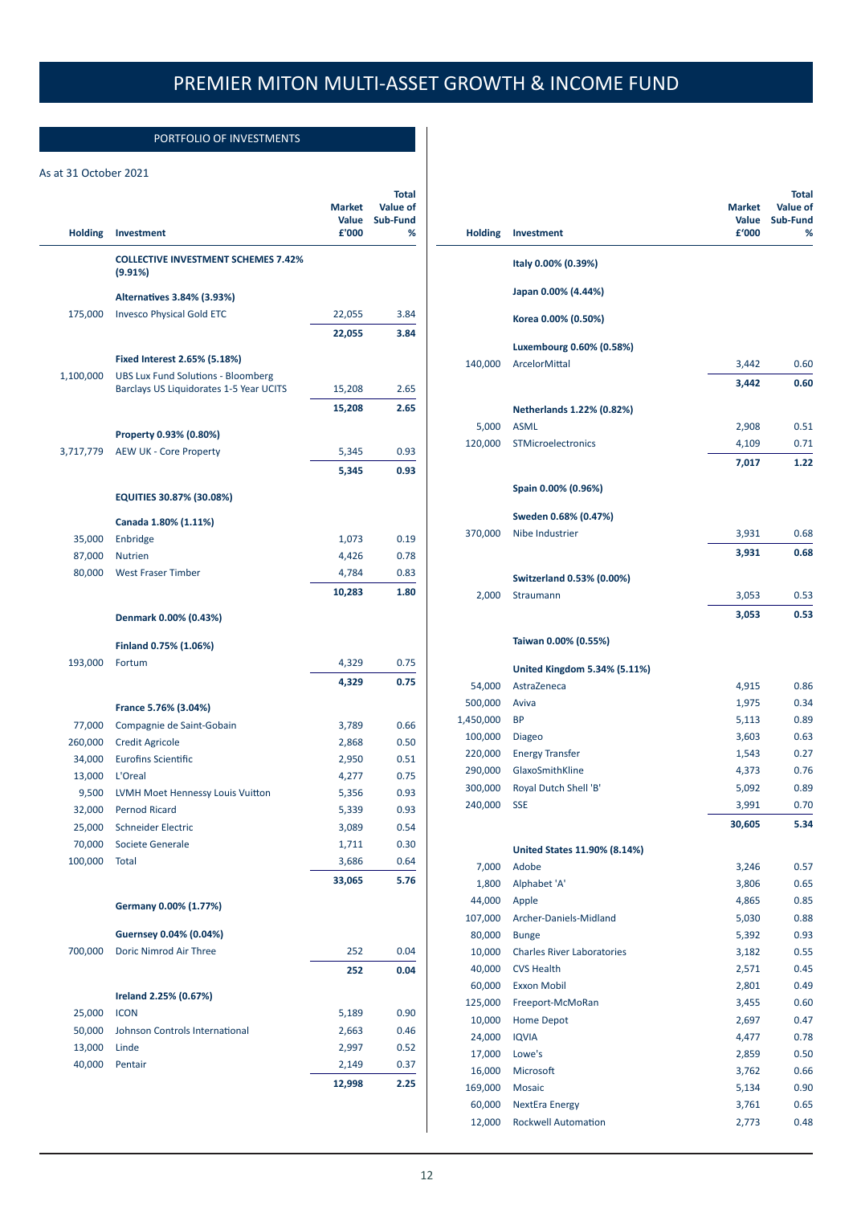# PREMIER MITON MULTI-ASSET GROWTH & INCOME FUND

## PORTFOLIO OF INVESTMENTS

As at 31 October 2021

| Holding | Investment | Market Value £'000 | Total Value of Sub-Fund % |
|---|---|---|---|
| | **COLLECTIVE INVESTMENT SCHEMES 7.42% (9.91%)** | | |
| | **Alternatives 3.84% (3.93%)** | | |
| 175,000 | Invesco Physical Gold ETC | 22,055 | 3.84 |
| | | **22,055** | **3.84** |
| | **Fixed Interest 2.65% (5.18%)** | | |
| 1,100,000 | UBS Lux Fund Solutions - Bloomberg Barclays US Liquidorates 1-5 Year UCITS | 15,208 | 2.65 |
| | | **15,208** | **2.65** |
| | **Property 0.93% (0.80%)** | | |
| 3,717,779 | AEW UK - Core Property | 5,345 | 0.93 |
| | | **5,345** | **0.93** |
| | **EQUITIES 30.87% (30.08%)** | | |
| | **Canada 1.80% (1.11%)** | | |
| 35,000 | Enbridge | 1,073 | 0.19 |
| 87,000 | Nutrien | 4,426 | 0.78 |
| 80,000 | West Fraser Timber | 4,784 | 0.83 |
| | | **10,283** | **1.80** |
| | **Denmark 0.00% (0.43%)** | | |
| | **Finland 0.75% (1.06%)** | | |
| 193,000 | Fortum | 4,329 | 0.75 |
| | | **4,329** | **0.75** |
| | **France 5.76% (3.04%)** | | |
| 77,000 | Compagnie de Saint-Gobain | 3,789 | 0.66 |
| 260,000 | Credit Agricole | 2,868 | 0.50 |
| 34,000 | Eurofins Scientific | 2,950 | 0.51 |
| 13,000 | L'Oreal | 4,277 | 0.75 |
| 9,500 | LVMH Moet Hennessy Louis Vuitton | 5,356 | 0.93 |
| 32,000 | Pernod Ricard | 5,339 | 0.93 |
| 25,000 | Schneider Electric | 3,089 | 0.54 |
| 70,000 | Societe Generale | 1,711 | 0.30 |
| 100,000 | Total | 3,686 | 0.64 |
| | | **33,065** | **5.76** |
| | **Germany 0.00% (1.77%)** | | |
| | **Guernsey 0.04% (0.04%)** | | |
| 700,000 | Doric Nimrod Air Three | 252 | 0.04 |
| | | **252** | **0.04** |
| | **Ireland 2.25% (0.67%)** | | |
| 25,000 | ICON | 5,189 | 0.90 |
| 50,000 | Johnson Controls International | 2,663 | 0.46 |
| 13,000 | Linde | 2,997 | 0.52 |
| 40,000 | Pentair | 2,149 | 0.37 |
| | | **12,998** | **2.25** |
| | **Italy 0.00% (0.39%)** | | |
| | **Japan 0.00% (4.44%)** | | |
| | **Korea 0.00% (0.50%)** | | |
| | **Luxembourg 0.60% (0.58%)** | | |
| 140,000 | ArcelorMittal | 3,442 | 0.60 |
| | | **3,442** | **0.60** |
| | **Netherlands 1.22% (0.82%)** | | |
| 5,000 | ASML | 2,908 | 0.51 |
| 120,000 | STMicroelectronics | 4,109 | 0.71 |
| | | **7,017** | **1.22** |
| | **Spain 0.00% (0.96%)** | | |
| | **Sweden 0.68% (0.47%)** | | |
| 370,000 | Nibe Industrier | 3,931 | 0.68 |
| | | **3,931** | **0.68** |
| | **Switzerland 0.53% (0.00%)** | | |
| 2,000 | Straumann | 3,053 | 0.53 |
| | | **3,053** | **0.53** |
| | **Taiwan 0.00% (0.55%)** | | |
| | **United Kingdom 5.34% (5.11%)** | | |
| 54,000 | AstraZeneca | 4,915 | 0.86 |
| 500,000 | Aviva | 1,975 | 0.34 |
| 1,450,000 | BP | 5,113 | 0.89 |
| 100,000 | Diageo | 3,603 | 0.63 |
| 220,000 | Energy Transfer | 1,543 | 0.27 |
| 290,000 | GlaxoSmithKline | 4,373 | 0.76 |
| 300,000 | Royal Dutch Shell 'B' | 5,092 | 0.89 |
| 240,000 | SSE | 3,991 | 0.70 |
| | | **30,605** | **5.34** |
| | **United States 11.90% (8.14%)** | | |
| 7,000 | Adobe | 3,246 | 0.57 |
| 1,800 | Alphabet 'A' | 3,806 | 0.65 |
| 44,000 | Apple | 4,865 | 0.85 |
| 107,000 | Archer-Daniels-Midland | 5,030 | 0.88 |
| 80,000 | Bunge | 5,392 | 0.93 |
| 10,000 | Charles River Laboratories | 3,182 | 0.55 |
| 40,000 | CVS Health | 2,571 | 0.45 |
| 60,000 | Exxon Mobil | 2,801 | 0.49 |
| 125,000 | Freeport-McMoRan | 3,455 | 0.60 |
| 10,000 | Home Depot | 2,697 | 0.47 |
| 24,000 | IQVIA | 4,477 | 0.78 |
| 17,000 | Lowe's | 2,859 | 0.50 |
| 16,000 | Microsoft | 3,762 | 0.66 |
| 169,000 | Mosaic | 5,134 | 0.90 |
| 60,000 | NextEra Energy | 3,761 | 0.65 |
| 12,000 | Rockwell Automation | 2,773 | 0.48 |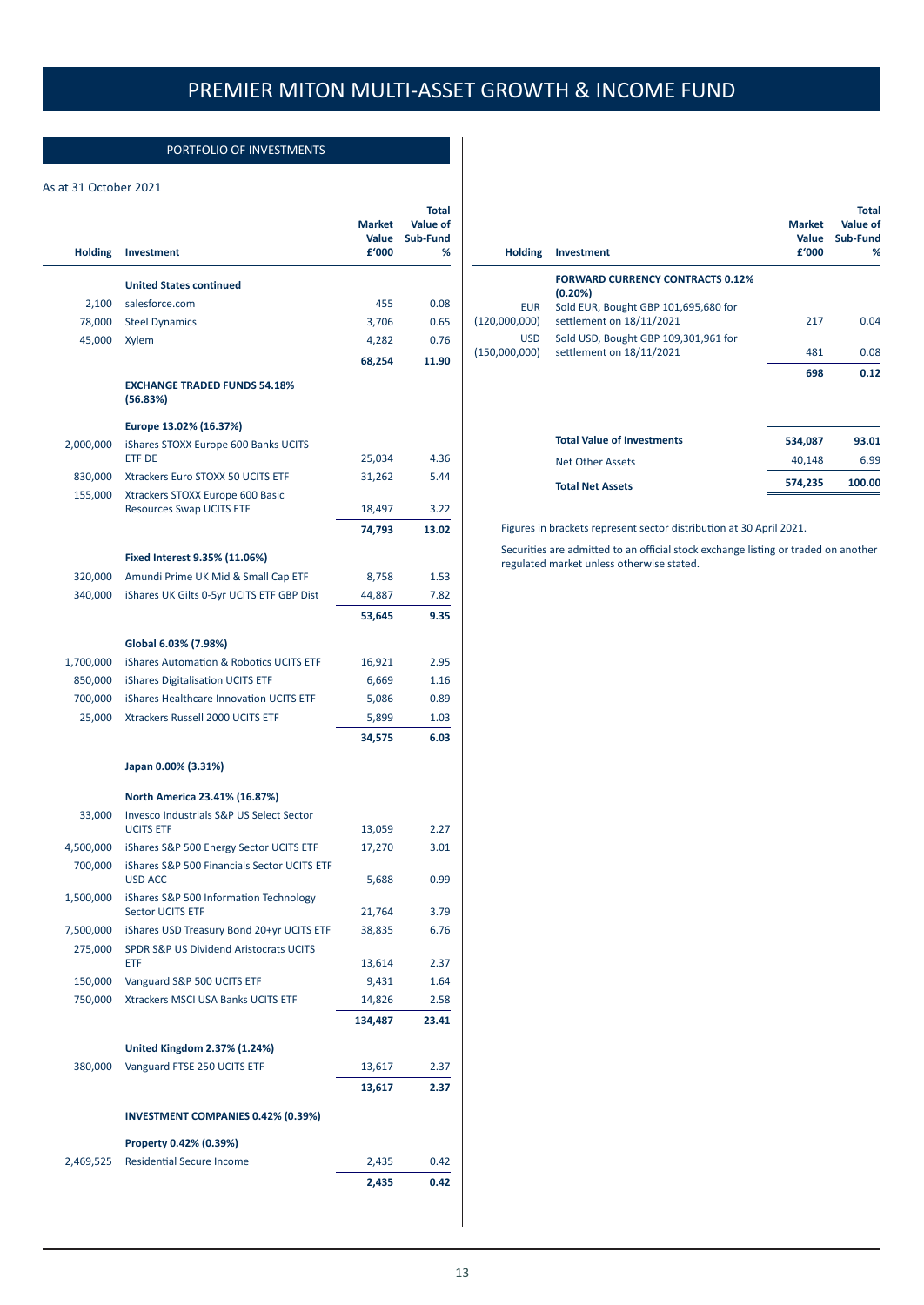# PREMIER MITON MULTI-ASSET GROWTH & INCOME FUND

## PORTFOLIO OF INVESTMENTS

As at 31 October 2021

| Holding | Investment | Market Value £'000 | Total Value of Sub-Fund % |
|---|---|---|---|
| | **United States continued** | | |
| 2,100 | salesforce.com | 455 | 0.08 |
| 78,000 | Steel Dynamics | 3,706 | 0.65 |
| 45,000 | Xylem | 4,282 | 0.76 |
| | | **68,254** | **11.90** |
| | **EXCHANGE TRADED FUNDS 54.18% (56.83%)** | | |
| | **Europe 13.02% (16.37%)** | | |
| 2,000,000 | iShares STOXX Europe 600 Banks UCITS ETF DE | 25,034 | 4.36 |
| 830,000 | Xtrackers Euro STOXX 50 UCITS ETF | 31,262 | 5.44 |
| 155,000 | Xtrackers STOXX Europe 600 Basic Resources Swap UCITS ETF | 18,497 | 3.22 |
| | | **74,793** | **13.02** |
| | **Fixed Interest 9.35% (11.06%)** | | |
| 320,000 | Amundi Prime UK Mid & Small Cap ETF | 8,758 | 1.53 |
| 340,000 | iShares UK Gilts 0-5yr UCITS ETF GBP Dist | 44,887 | 7.82 |
| | | **53,645** | **9.35** |
| | **Global 6.03% (7.98%)** | | |
| 1,700,000 | iShares Automation & Robotics UCITS ETF | 16,921 | 2.95 |
| 850,000 | iShares Digitalisation UCITS ETF | 6,669 | 1.16 |
| 700,000 | iShares Healthcare Innovation UCITS ETF | 5,086 | 0.89 |
| 25,000 | Xtrackers Russell 2000 UCITS ETF | 5,899 | 1.03 |
| | | **34,575** | **6.03** |
| | **Japan 0.00% (3.31%)** | | |
| | **North America 23.41% (16.87%)** | | |
| 33,000 | Invesco Industrials S&P US Select Sector UCITS ETF | 13,059 | 2.27 |
| 4,500,000 | iShares S&P 500 Energy Sector UCITS ETF | 17,270 | 3.01 |
| 700,000 | iShares S&P 500 Financials Sector UCITS ETF USD ACC | 5,688 | 0.99 |
| 1,500,000 | iShares S&P 500 Information Technology Sector UCITS ETF | 21,764 | 3.79 |
| 7,500,000 | iShares USD Treasury Bond 20+yr UCITS ETF | 38,835 | 6.76 |
| 275,000 | SPDR S&P US Dividend Aristocrats UCITS ETF | 13,614 | 2.37 |
| 150,000 | Vanguard S&P 500 UCITS ETF | 9,431 | 1.64 |
| 750,000 | Xtrackers MSCI USA Banks UCITS ETF | 14,826 | 2.58 |
| | | **134,487** | **23.41** |
| | **United Kingdom 2.37% (1.24%)** | | |
| 380,000 | Vanguard FTSE 250 UCITS ETF | 13,617 | 2.37 |
| | | **13,617** | **2.37** |
| | **INVESTMENT COMPANIES 0.42% (0.39%)** | | |
| | **Property 0.42% (0.39%)** | | |
| 2,469,525 | Residential Secure Income | 2,435 | 0.42 |
| | | **2,435** | **0.42** |
| | **FORWARD CURRENCY CONTRACTS 0.12% (0.20%)** | | |
| EUR (120,000,000) | Sold EUR, Bought GBP 101,695,680 for settlement on 18/11/2021 | 217 | 0.04 |
| USD (150,000,000) | Sold USD, Bought GBP 109,301,961 for settlement on 18/11/2021 | 481 | 0.08 |
| | | **698** | **0.12** |
| | **Total Value of Investments** | **534,087** | **93.01** |
| | Net Other Assets | 40,148 | 6.99 |
| | **Total Net Assets** | **574,235** | **100.00** |

Figures in brackets represent sector distribution at 30 April 2021.

Securities are admitted to an official stock exchange listing or traded on another regulated market unless otherwise stated.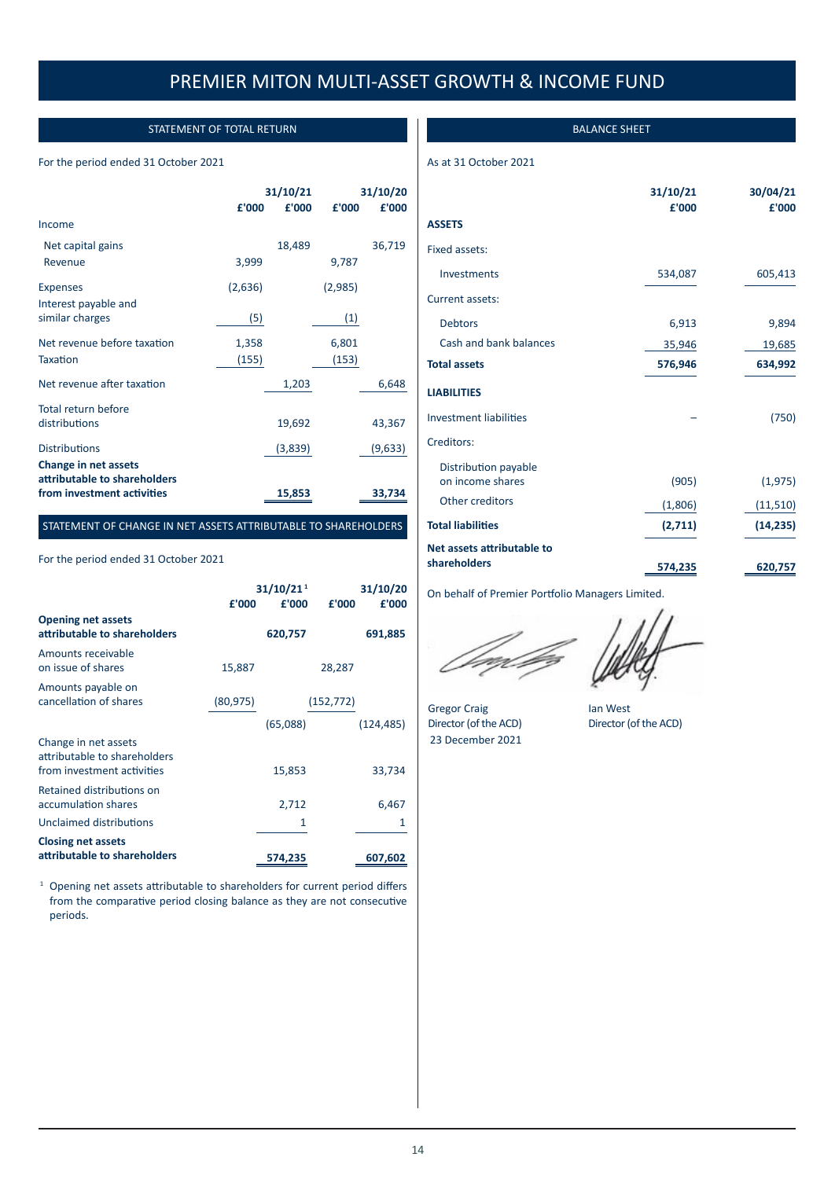# PREMIER MITON MULTI-ASSET GROWTH & INCOME FUND

## STATEMENT OF TOTAL RETURN

For the period ended 31 October 2021

| | £'000 | 31/10/21 £'000 | £'000 | 31/10/20 £'000 |
|---|---|---|---|---|
| Income | | | | |
| Net capital gains | | 18,489 | | 36,719 |
| Revenue | 3,999 | | 9,787 | |
| Expenses | (2,636) | | (2,985) | |
| Interest payable and similar charges | (5) | | (1) | |
| Net revenue before taxation | 1,358 | | 6,801 | |
| Taxation | (155) | | (153) | |
| Net revenue after taxation | | 1,203 | | 6,648 |
| Total return before distributions | | 19,692 | | 43,367 |
| Distributions | | (3,839) | | (9,633) |
| **Change in net assets attributable to shareholders from investment activities** | | **15,853** | | **33,734** |

## STATEMENT OF CHANGE IN NET ASSETS ATTRIBUTABLE TO SHAREHOLDERS

For the period ended 31 October 2021

| | £'000 | 31/10/21[1] £'000 | £'000 | 31/10/20 £'000 |
|---|---|---|---|---|
| **Opening net assets attributable to shareholders** | | **620,757** | | **691,885** |
| Amounts receivable on issue of shares | 15,887 | | 28,287 | |
| Amounts payable on cancellation of shares | (80,975) | | (152,772) | |
| | | (65,088) | | (124,485) |
| Change in net assets attributable to shareholders from investment activities | | 15,853 | | 33,734 |
| Retained distributions on accumulation shares | | 2,712 | | 6,467 |
| Unclaimed distributions | | 1 | | 1 |
| **Closing net assets attributable to shareholders** | | **574,235** | | **607,602** |

[1] Opening net assets attributable to shareholders for current period differs from the comparative period closing balance as they are not consecutive periods.

## BALANCE SHEET

As at 31 October 2021

| | 31/10/21 £'000 | 30/04/21 £'000 |
|---|---|---|
| **ASSETS** | | |
| Fixed assets: | | |
| Investments | 534,087 | 605,413 |
| Current assets: | | |
| Debtors | 6,913 | 9,894 |
| Cash and bank balances | 35,946 | 19,685 |
| **Total assets** | **576,946** | **634,992** |
| **LIABILITIES** | | |
| Investment liabilities | – | (750) |
| Creditors: | | |
| Distribution payable on income shares | (905) | (1,975) |
| Other creditors | (1,806) | (11,510) |
| **Total liabilities** | **(2,711)** | **(14,235)** |
| **Net assets attributable to shareholders** | **574,235** | **620,757** |

On behalf of Premier Portfolio Managers Limited.

Gregor Craig
Director (of the ACD)
23 December 2021

Ian West
Director (of the ACD)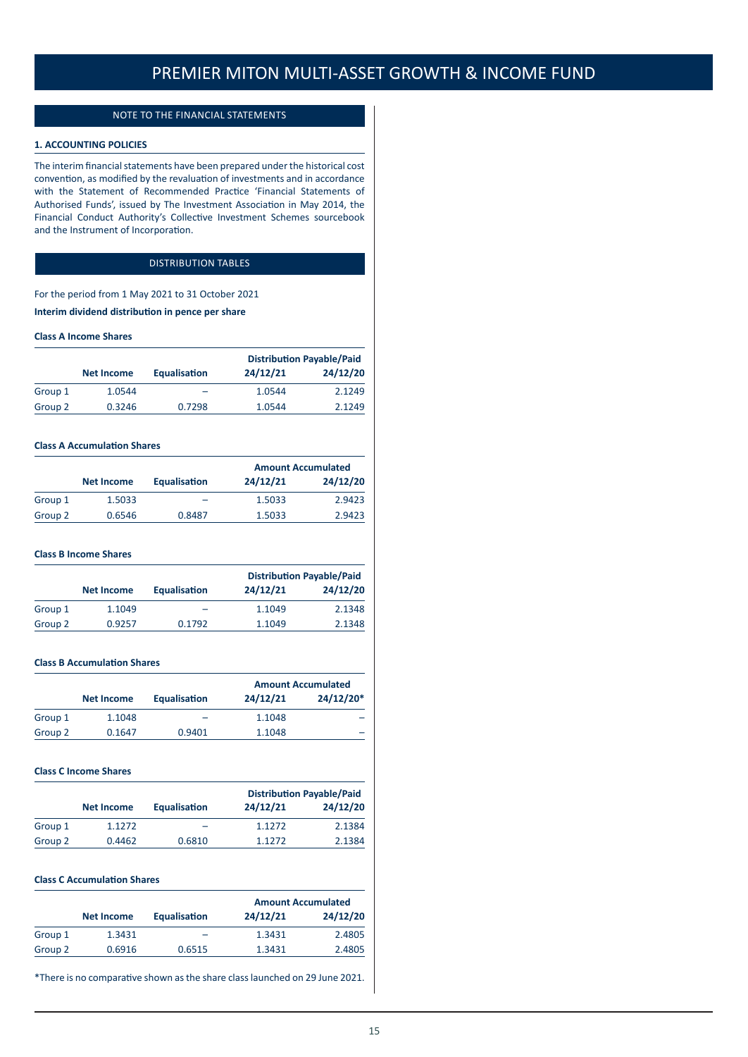# PREMIER MITON MULTI-ASSET GROWTH & INCOME FUND

## NOTE TO THE FINANCIAL STATEMENTS

### 1. ACCOUNTING POLICIES

The interim financial statements have been prepared under the historical cost convention, as modified by the revaluation of investments and in accordance with the Statement of Recommended Practice 'Financial Statements of Authorised Funds', issued by The Investment Association in May 2014, the Financial Conduct Authority's Collective Investment Schemes sourcebook and the Instrument of Incorporation.

## DISTRIBUTION TABLES

For the period from 1 May 2021 to 31 October 2021

**Interim dividend distribution in pence per share**

**Class A Income Shares**

| | Net Income | Equalisation | Distribution Payable/Paid | |
|---|---|---|---|---|
| | | | 24/12/21 | 24/12/20 |
| Group 1 | 1.0544 | – | 1.0544 | 2.1249 |
| Group 2 | 0.3246 | 0.7298 | 1.0544 | 2.1249 |

**Class A Accumulation Shares**

| | Net Income | Equalisation | Amount Accumulated | |
|---|---|---|---|---|
| | | | 24/12/21 | 24/12/20 |
| Group 1 | 1.5033 | – | 1.5033 | 2.9423 |
| Group 2 | 0.6546 | 0.8487 | 1.5033 | 2.9423 |

**Class B Income Shares**

| | Net Income | Equalisation | Distribution Payable/Paid | |
|---|---|---|---|---|
| | | | 24/12/21 | 24/12/20 |
| Group 1 | 1.1049 | – | 1.1049 | 2.1348 |
| Group 2 | 0.9257 | 0.1792 | 1.1049 | 2.1348 |

**Class B Accumulation Shares**

| | Net Income | Equalisation | Amount Accumulated | |
|---|---|---|---|---|
| | | | 24/12/21 | 24/12/20* |
| Group 1 | 1.1048 | – | 1.1048 | – |
| Group 2 | 0.1647 | 0.9401 | 1.1048 | – |

**Class C Income Shares**

| | Net Income | Equalisation | Distribution Payable/Paid | |
|---|---|---|---|---|
| | | | 24/12/21 | 24/12/20 |
| Group 1 | 1.1272 | – | 1.1272 | 2.1384 |
| Group 2 | 0.4462 | 0.6810 | 1.1272 | 2.1384 |

**Class C Accumulation Shares**

| | Net Income | Equalisation | Amount Accumulated | |
|---|---|---|---|---|
| | | | 24/12/21 | 24/12/20 |
| Group 1 | 1.3431 | – | 1.3431 | 2.4805 |
| Group 2 | 0.6916 | 0.6515 | 1.3431 | 2.4805 |

*There is no comparative shown as the share class launched on 29 June 2021.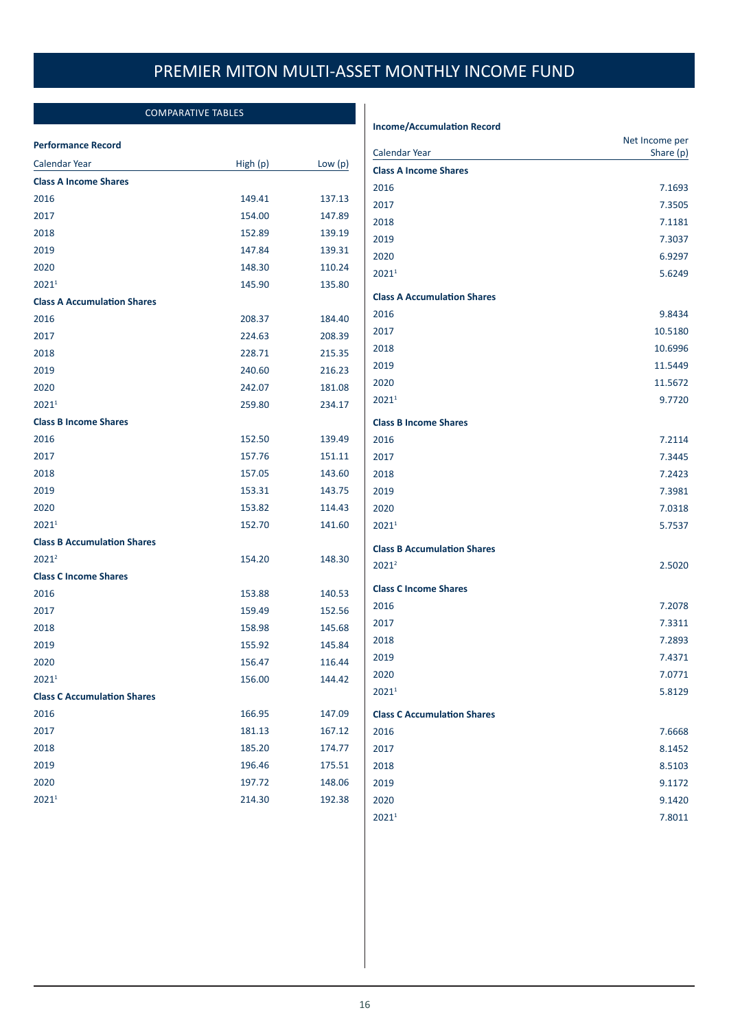# PREMIER MITON MULTI-ASSET MONTHLY INCOME FUND

## COMPARATIVE TABLES

**Performance Record**

| Calendar Year | High (p) | Low (p) |
|---|---|---|
| **Class A Income Shares** | | |
| 2016 | 149.41 | 137.13 |
| 2017 | 154.00 | 147.89 |
| 2018 | 152.89 | 139.19 |
| 2019 | 147.84 | 139.31 |
| 2020 | 148.30 | 110.24 |
| 2021[1] | 145.90 | 135.80 |
| **Class A Accumulation Shares** | | |
| 2016 | 208.37 | 184.40 |
| 2017 | 224.63 | 208.39 |
| 2018 | 228.71 | 215.35 |
| 2019 | 240.60 | 216.23 |
| 2020 | 242.07 | 181.08 |
| 2021[1] | 259.80 | 234.17 |
| **Class B Income Shares** | | |
| 2016 | 152.50 | 139.49 |
| 2017 | 157.76 | 151.11 |
| 2018 | 157.05 | 143.60 |
| 2019 | 153.31 | 143.75 |
| 2020 | 153.82 | 114.43 |
| 2021[1] | 152.70 | 141.60 |
| **Class B Accumulation Shares** | | |
| 2021[2] | 154.20 | 148.30 |
| **Class C Income Shares** | | |
| 2016 | 153.88 | 140.53 |
| 2017 | 159.49 | 152.56 |
| 2018 | 158.98 | 145.68 |
| 2019 | 155.92 | 145.84 |
| 2020 | 156.47 | 116.44 |
| 2021[1] | 156.00 | 144.42 |
| **Class C Accumulation Shares** | | |
| 2016 | 166.95 | 147.09 |
| 2017 | 181.13 | 167.12 |
| 2018 | 185.20 | 174.77 |
| 2019 | 196.46 | 175.51 |
| 2020 | 197.72 | 148.06 |
| 2021[1] | 214.30 | 192.38 |

**Income/Accumulation Record**

| Calendar Year | Net Income per Share (p) |
|---|---|
| **Class A Income Shares** | |
| 2016 | 7.1693 |
| 2017 | 7.3505 |
| 2018 | 7.1181 |
| 2019 | 7.3037 |
| 2020 | 6.9297 |
| 2021[1] | 5.6249 |
| **Class A Accumulation Shares** | |
| 2016 | 9.8434 |
| 2017 | 10.5180 |
| 2018 | 10.6996 |
| 2019 | 11.5449 |
| 2020 | 11.5672 |
| 2021[1] | 9.7720 |
| **Class B Income Shares** | |
| 2016 | 7.2114 |
| 2017 | 7.3445 |
| 2018 | 7.2423 |
| 2019 | 7.3981 |
| 2020 | 7.0318 |
| 2021[1] | 5.7537 |
| **Class B Accumulation Shares** | |
| 2021[2] | 2.5020 |
| **Class C Income Shares** | |
| 2016 | 7.2078 |
| 2017 | 7.3311 |
| 2018 | 7.2893 |
| 2019 | 7.4371 |
| 2020 | 7.0771 |
| 2021[1] | 5.8129 |
| **Class C Accumulation Shares** | |
| 2016 | 7.6668 |
| 2017 | 8.1452 |
| 2018 | 8.5103 |
| 2019 | 9.1172 |
| 2020 | 9.1420 |
| 2021[1] | 7.8011 |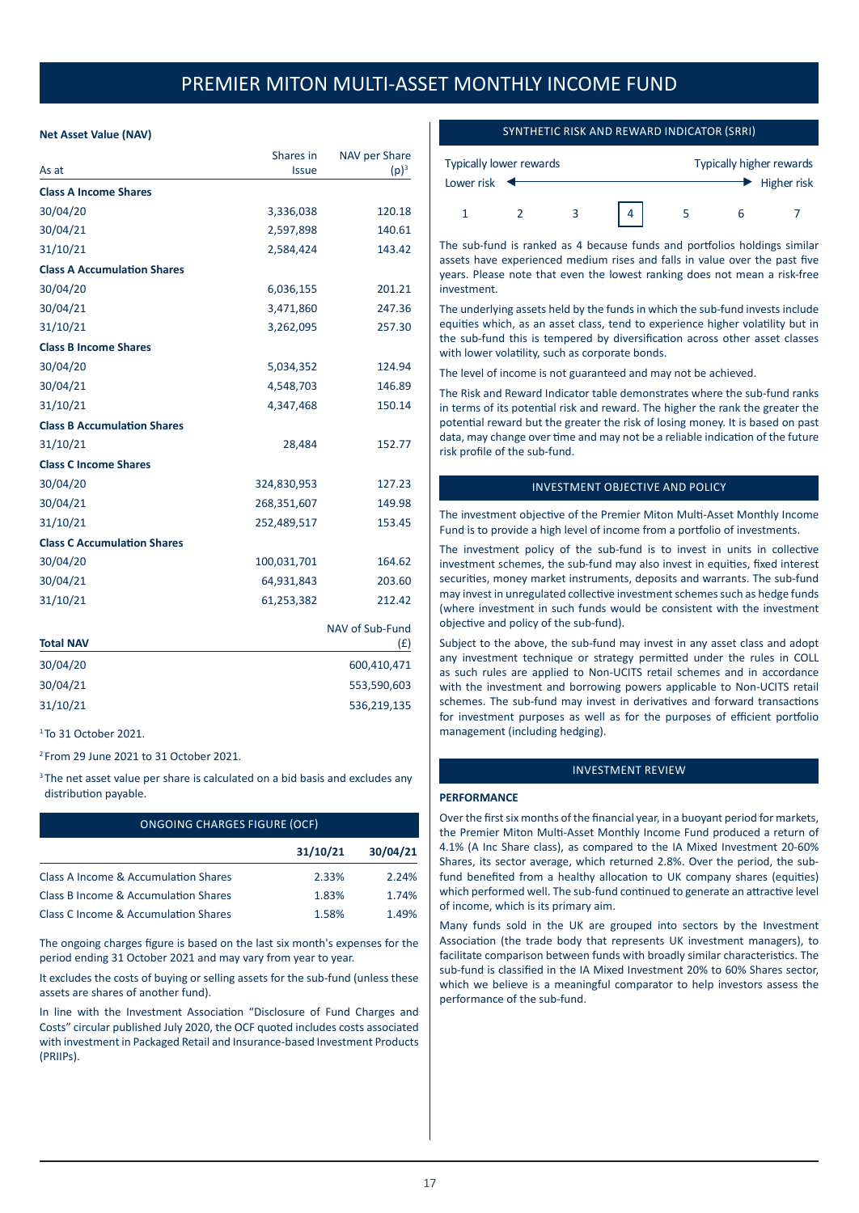# PREMIER MITON MULTI-ASSET MONTHLY INCOME FUND

**Net Asset Value (NAV)**

| As at | Shares in Issue | NAV per Share (p)[3] |
|---|---|---|
| **Class A Income Shares** | | |
| 30/04/20 | 3,336,038 | 120.18 |
| 30/04/21 | 2,597,898 | 140.61 |
| 31/10/21 | 2,584,424 | 143.42 |
| **Class A Accumulation Shares** | | |
| 30/04/20 | 6,036,155 | 201.21 |
| 30/04/21 | 3,471,860 | 247.36 |
| 31/10/21 | 3,262,095 | 257.30 |
| **Class B Income Shares** | | |
| 30/04/20 | 5,034,352 | 124.94 |
| 30/04/21 | 4,548,703 | 146.89 |
| 31/10/21 | 4,347,468 | 150.14 |
| **Class B Accumulation Shares** | | |
| 31/10/21 | 28,484 | 152.77 |
| **Class C Income Shares** | | |
| 30/04/20 | 324,830,953 | 127.23 |
| 30/04/21 | 268,351,607 | 149.98 |
| 31/10/21 | 252,489,517 | 153.45 |
| **Class C Accumulation Shares** | | |
| 30/04/20 | 100,031,701 | 164.62 |
| 30/04/21 | 64,931,843 | 203.60 |
| 31/10/21 | 61,253,382 | 212.42 |

| Total NAV | NAV of Sub-Fund (£) |
|---|---|
| 30/04/20 | 600,410,471 |
| 30/04/21 | 553,590,603 |
| 31/10/21 | 536,219,135 |

[1] To 31 October 2021.

[2] From 29 June 2021 to 31 October 2021.

[3] The net asset value per share is calculated on a bid basis and excludes any distribution payable.

## ONGOING CHARGES FIGURE (OCF)

| | 31/10/21 | 30/04/21 |
|---|---|---|
| Class A Income & Accumulation Shares | 2.33% | 2.24% |
| Class B Income & Accumulation Shares | 1.83% | 1.74% |
| Class C Income & Accumulation Shares | 1.58% | 1.49% |

The ongoing charges figure is based on the last six month's expenses for the period ending 31 October 2021 and may vary from year to year.

It excludes the costs of buying or selling assets for the sub-fund (unless these assets are shares of another fund).

In line with the Investment Association "Disclosure of Fund Charges and Costs" circular published July 2020, the OCF quoted includes costs associated with investment in Packaged Retail and Insurance-based Investment Products (PRIIPs).

## SYNTHETIC RISK AND REWARD INDICATOR (SRRI)

| Typically lower rewards / Lower risk | | | | | | Typically higher rewards / Higher risk |
|---|---|---|---|---|---|---|
| 1 | 2 | 3 | **[4]** | 5 | 6 | 7 |

The sub-fund is ranked as 4 because funds and portfolios holdings similar assets have experienced medium rises and falls in value over the past five years. Please note that even the lowest ranking does not mean a risk-free investment.

The underlying assets held by the funds in which the sub-fund invests include equities which, as an asset class, tend to experience higher volatility but in the sub-fund this is tempered by diversification across other asset classes with lower volatility, such as corporate bonds.

The level of income is not guaranteed and may not be achieved.

The Risk and Reward Indicator table demonstrates where the sub-fund ranks in terms of its potential risk and reward. The higher the rank the greater the potential reward but the greater the risk of losing money. It is based on past data, may change over time and may not be a reliable indication of the future risk profile of the sub-fund.

## INVESTMENT OBJECTIVE AND POLICY

The investment objective of the Premier Miton Multi-Asset Monthly Income Fund is to provide a high level of income from a portfolio of investments.

The investment policy of the sub-fund is to invest in units in collective investment schemes, the sub-fund may also invest in equities, fixed interest securities, money market instruments, deposits and warrants. The sub-fund may invest in unregulated collective investment schemes such as hedge funds (where investment in such funds would be consistent with the investment objective and policy of the sub-fund).

Subject to the above, the sub-fund may invest in any asset class and adopt any investment technique or strategy permitted under the rules in COLL as such rules are applied to Non-UCITS retail schemes and in accordance with the investment and borrowing powers applicable to Non-UCITS retail schemes. The sub-fund may invest in derivatives and forward transactions for investment purposes as well as for the purposes of efficient portfolio management (including hedging).

## INVESTMENT REVIEW

**PERFORMANCE**

Over the first six months of the financial year, in a buoyant period for markets, the Premier Miton Multi-Asset Monthly Income Fund produced a return of 4.1% (A Inc Share class), as compared to the IA Mixed Investment 20-60% Shares, its sector average, which returned 2.8%. Over the period, the sub-fund benefited from a healthy allocation to UK company shares (equities) which performed well. The sub-fund continued to generate an attractive level of income, which is its primary aim.

Many funds sold in the UK are grouped into sectors by the Investment Association (the trade body that represents UK investment managers), to facilitate comparison between funds with broadly similar characteristics. The sub-fund is classified in the IA Mixed Investment 20% to 60% Shares sector, which we believe is a meaningful comparator to help investors assess the performance of the sub-fund.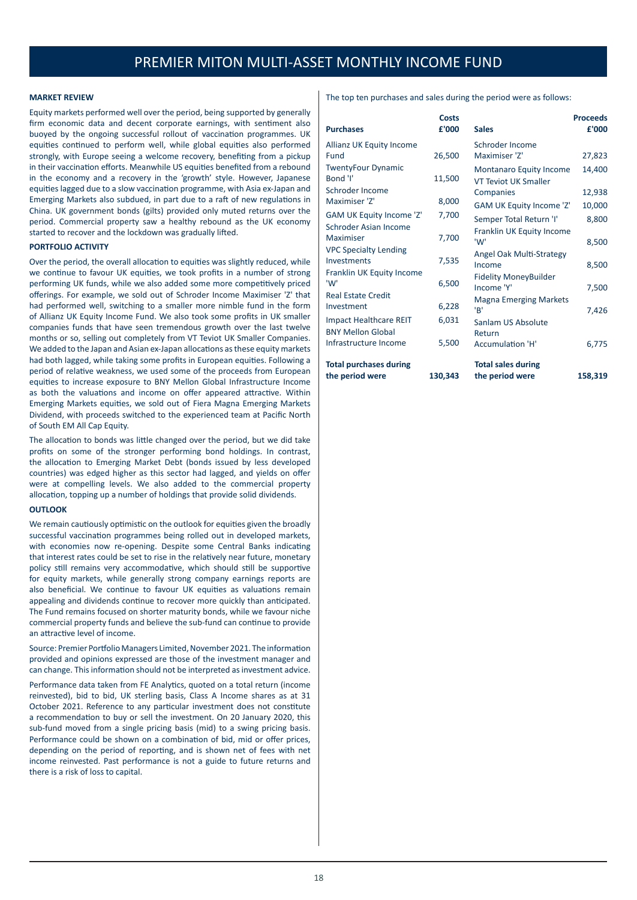# PREMIER MITON MULTI-ASSET MONTHLY INCOME FUND

**MARKET REVIEW**

Equity markets performed well over the period, being supported by generally firm economic data and decent corporate earnings, with sentiment also buoyed by the ongoing successful rollout of vaccination programmes. UK equities continued to perform well, while global equities also performed strongly, with Europe seeing a welcome recovery, benefiting from a pickup in their vaccination efforts. Meanwhile US equities benefited from a rebound in the economy and a recovery in the 'growth' style. However, Japanese equities lagged due to a slow vaccination programme, with Asia ex-Japan and Emerging Markets also subdued, in part due to a raft of new regulations in China. UK government bonds (gilts) provided only muted returns over the period. Commercial property saw a healthy rebound as the UK economy started to recover and the lockdown was gradually lifted.

**PORTFOLIO ACTIVITY**

Over the period, the overall allocation to equities was slightly reduced, while we continue to favour UK equities, we took profits in a number of strong performing UK funds, while we also added some more competitively priced offerings. For example, we sold out of Schroder Income Maximiser 'Z' that had performed well, switching to a smaller more nimble fund in the form of Allianz UK Equity Income Fund. We also took some profits in UK smaller companies funds that have seen tremendous growth over the last twelve months or so, selling out completely from VT Teviot UK Smaller Companies. We added to the Japan and Asian ex-Japan allocations as these equity markets had both lagged, while taking some profits in European equities. Following a period of relative weakness, we used some of the proceeds from European equities to increase exposure to BNY Mellon Global Infrastructure Income as both the valuations and income on offer appeared attractive. Within Emerging Markets equities, we sold out of Fiera Magna Emerging Markets Dividend, with proceeds switched to the experienced team at Pacific North of South EM All Cap Equity.

The allocation to bonds was little changed over the period, but we did take profits on some of the stronger performing bond holdings. In contrast, the allocation to Emerging Market Debt (bonds issued by less developed countries) was edged higher as this sector had lagged, and yields on offer were at compelling levels. We also added to the commercial property allocation, topping up a number of holdings that provide solid dividends.

**OUTLOOK**

We remain cautiously optimistic on the outlook for equities given the broadly successful vaccination programmes being rolled out in developed markets, with economies now re-opening. Despite some Central Banks indicating that interest rates could be set to rise in the relatively near future, monetary policy still remains very accommodative, which should still be supportive for equity markets, while generally strong company earnings reports are also beneficial. We continue to favour UK equities as valuations remain appealing and dividends continue to recover more quickly than anticipated. The Fund remains focused on shorter maturity bonds, while we favour niche commercial property funds and believe the sub-fund can continue to provide an attractive level of income.

Source: Premier Portfolio Managers Limited, November 2021. The information provided and opinions expressed are those of the investment manager and can change. This information should not be interpreted as investment advice.

Performance data taken from FE Analytics, quoted on a total return (income reinvested), bid to bid, UK sterling basis, Class A Income shares as at 31 October 2021. Reference to any particular investment does not constitute a recommendation to buy or sell the investment. On 20 January 2020, this sub-fund moved from a single pricing basis (mid) to a swing pricing basis. Performance could be shown on a combination of bid, mid or offer prices, depending on the period of reporting, and is shown net of fees with net income reinvested. Past performance is not a guide to future returns and there is a risk of loss to capital.

The top ten purchases and sales during the period were as follows:

| Purchases | Costs £'000 | Sales | Proceeds £'000 |
|---|---|---|---|
| Allianz UK Equity Income Fund | 26,500 | Schroder Income Maximiser 'Z' | 27,823 |
| TwentyFour Dynamic Bond 'I' | 11,500 | Montanaro Equity Income | 14,400 |
| Schroder Income Maximiser 'Z' | 8,000 | VT Teviot UK Smaller Companies | 12,938 |
| GAM UK Equity Income 'Z' | 7,700 | GAM UK Equity Income 'Z' | 10,000 |
| Schroder Asian Income Maximiser | 7,700 | Semper Total Return 'I' | 8,800 |
| VPC Specialty Lending Investments | 7,535 | Franklin UK Equity Income 'W' | 8,500 |
| Franklin UK Equity Income 'W' | 6,500 | Angel Oak Multi-Strategy Income | 8,500 |
| Real Estate Credit Investment | 6,228 | Fidelity MoneyBuilder Income 'Y' | 7,500 |
| Impact Healthcare REIT | 6,031 | Magna Emerging Markets 'B' | 7,426 |
| BNY Mellon Global Infrastructure Income | 5,500 | Sanlam US Absolute Return Accumulation 'H' | 6,775 |
| **Total purchases during the period were** | **130,343** | **Total sales during the period were** | **158,319** |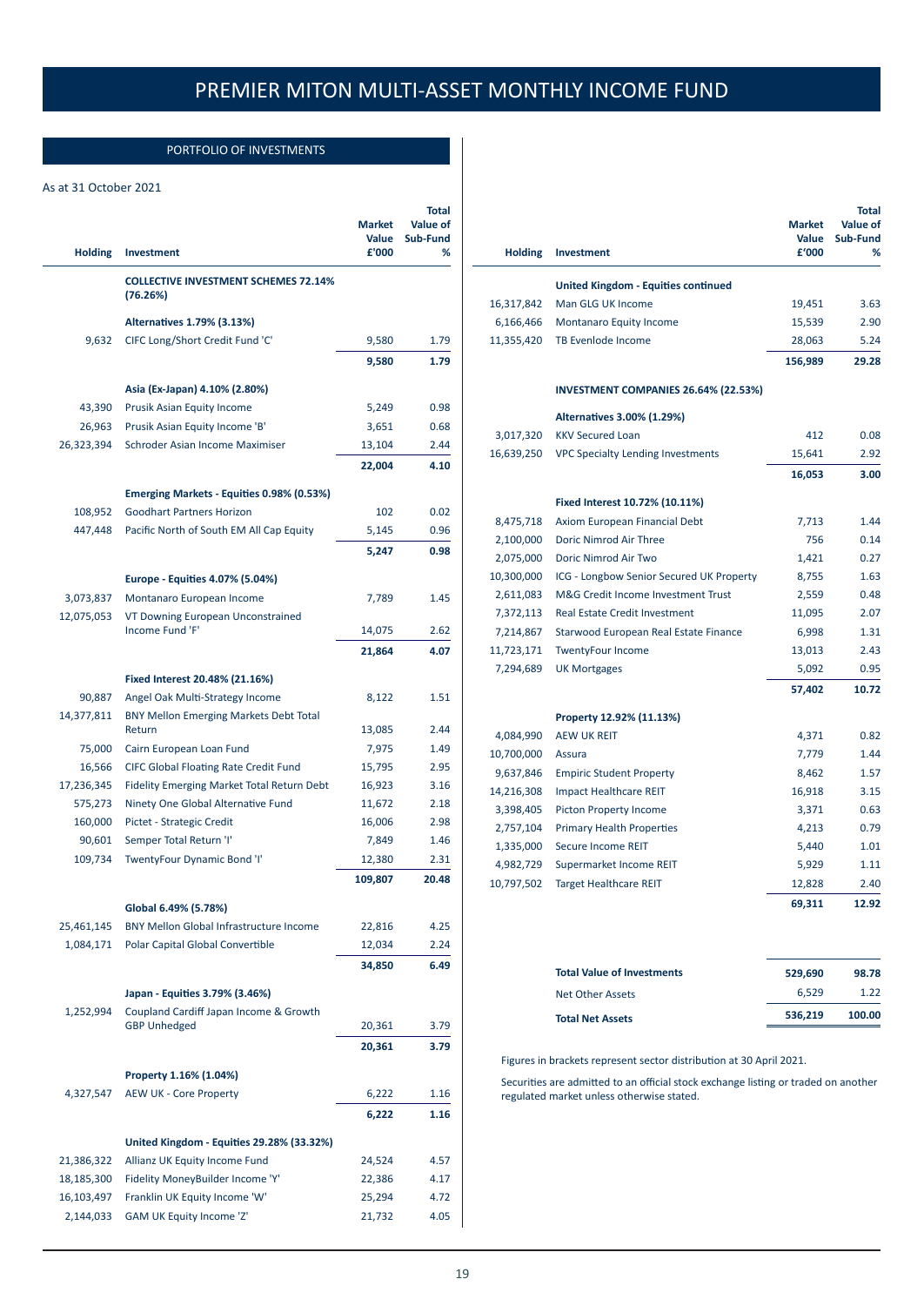# PREMIER MITON MULTI-ASSET MONTHLY INCOME FUND

## PORTFOLIO OF INVESTMENTS

As at 31 October 2021

| Holding | Investment | Market Value £'000 | Total Value of Sub-Fund % |
|---|---|---|---|
| | **COLLECTIVE INVESTMENT SCHEMES 72.14% (76.26%)** | | |
| | **Alternatives 1.79% (3.13%)** | | |
| 9,632 | CIFC Long/Short Credit Fund 'C' | 9,580 | 1.79 |
| | | **9,580** | **1.79** |
| | **Asia (Ex-Japan) 4.10% (2.80%)** | | |
| 43,390 | Prusik Asian Equity Income | 5,249 | 0.98 |
| 26,963 | Prusik Asian Equity Income 'B' | 3,651 | 0.68 |
| 26,323,394 | Schroder Asian Income Maximiser | 13,104 | 2.44 |
| | | **22,004** | **4.10** |
| | **Emerging Markets - Equities 0.98% (0.53%)** | | |
| 108,952 | Goodhart Partners Horizon | 102 | 0.02 |
| 447,448 | Pacific North of South EM All Cap Equity | 5,145 | 0.96 |
| | | **5,247** | **0.98** |
| | **Europe - Equities 4.07% (5.04%)** | | |
| 3,073,837 | Montanaro European Income | 7,789 | 1.45 |
| 12,075,053 | VT Downing European Unconstrained Income Fund 'F' | 14,075 | 2.62 |
| | | **21,864** | **4.07** |
| | **Fixed Interest 20.48% (21.16%)** | | |
| 90,887 | Angel Oak Multi-Strategy Income | 8,122 | 1.51 |
| 14,377,811 | BNY Mellon Emerging Markets Debt Total Return | 13,085 | 2.44 |
| 75,000 | Cairn European Loan Fund | 7,975 | 1.49 |
| 16,566 | CIFC Global Floating Rate Credit Fund | 15,795 | 2.95 |
| 17,236,345 | Fidelity Emerging Market Total Return Debt | 16,923 | 3.16 |
| 575,273 | Ninety One Global Alternative Fund | 11,672 | 2.18 |
| 160,000 | Pictet - Strategic Credit | 16,006 | 2.98 |
| 90,601 | Semper Total Return 'I' | 7,849 | 1.46 |
| 109,734 | TwentyFour Dynamic Bond 'I' | 12,380 | 2.31 |
| | | **109,807** | **20.48** |
| | **Global 6.49% (5.78%)** | | |
| 25,461,145 | BNY Mellon Global Infrastructure Income | 22,816 | 4.25 |
| 1,084,171 | Polar Capital Global Convertible | 12,034 | 2.24 |
| | | **34,850** | **6.49** |
| | **Japan - Equities 3.79% (3.46%)** | | |
| 1,252,994 | Coupland Cardiff Japan Income & Growth GBP Unhedged | 20,361 | 3.79 |
| | | **20,361** | **3.79** |
| | **Property 1.16% (1.04%)** | | |
| 4,327,547 | AEW UK - Core Property | 6,222 | 1.16 |
| | | **6,222** | **1.16** |
| | **United Kingdom - Equities 29.28% (33.32%)** | | |
| 21,386,322 | Allianz UK Equity Income Fund | 24,524 | 4.57 |
| 18,185,300 | Fidelity MoneyBuilder Income 'Y' | 22,386 | 4.17 |
| 16,103,497 | Franklin UK Equity Income 'W' | 25,294 | 4.72 |
| 2,144,033 | GAM UK Equity Income 'Z' | 21,732 | 4.05 |
| | **United Kingdom - Equities continued** | | |
| 16,317,842 | Man GLG UK Income | 19,451 | 3.63 |
| 6,166,466 | Montanaro Equity Income | 15,539 | 2.90 |
| 11,355,420 | TB Evenlode Income | 28,063 | 5.24 |
| | | **156,989** | **29.28** |
| | **INVESTMENT COMPANIES 26.64% (22.53%)** | | |
| | **Alternatives 3.00% (1.29%)** | | |
| 3,017,320 | KKV Secured Loan | 412 | 0.08 |
| 16,639,250 | VPC Specialty Lending Investments | 15,641 | 2.92 |
| | | **16,053** | **3.00** |
| | **Fixed Interest 10.72% (10.11%)** | | |
| 8,475,718 | Axiom European Financial Debt | 7,713 | 1.44 |
| 2,100,000 | Doric Nimrod Air Three | 756 | 0.14 |
| 2,075,000 | Doric Nimrod Air Two | 1,421 | 0.27 |
| 10,300,000 | ICG - Longbow Senior Secured UK Property | 8,755 | 1.63 |
| 2,611,083 | M&G Credit Income Investment Trust | 2,559 | 0.48 |
| 7,372,113 | Real Estate Credit Investment | 11,095 | 2.07 |
| 7,214,867 | Starwood European Real Estate Finance | 6,998 | 1.31 |
| 11,723,171 | TwentyFour Income | 13,013 | 2.43 |
| 7,294,689 | UK Mortgages | 5,092 | 0.95 |
| | | **57,402** | **10.72** |
| | **Property 12.92% (11.13%)** | | |
| 4,084,990 | AEW UK REIT | 4,371 | 0.82 |
| 10,700,000 | Assura | 7,779 | 1.44 |
| 9,637,846 | Empiric Student Property | 8,462 | 1.57 |
| 14,216,308 | Impact Healthcare REIT | 16,918 | 3.15 |
| 3,398,405 | Picton Property Income | 3,371 | 0.63 |
| 2,757,104 | Primary Health Properties | 4,213 | 0.79 |
| 1,335,000 | Secure Income REIT | 5,440 | 1.01 |
| 4,982,729 | Supermarket Income REIT | 5,929 | 1.11 |
| 10,797,502 | Target Healthcare REIT | 12,828 | 2.40 |
| | | **69,311** | **12.92** |
| | **Total Value of Investments** | **529,690** | **98.78** |
| | Net Other Assets | 6,529 | 1.22 |
| | **Total Net Assets** | **536,219** | **100.00** |

Figures in brackets represent sector distribution at 30 April 2021.

Securities are admitted to an official stock exchange listing or traded on another regulated market unless otherwise stated.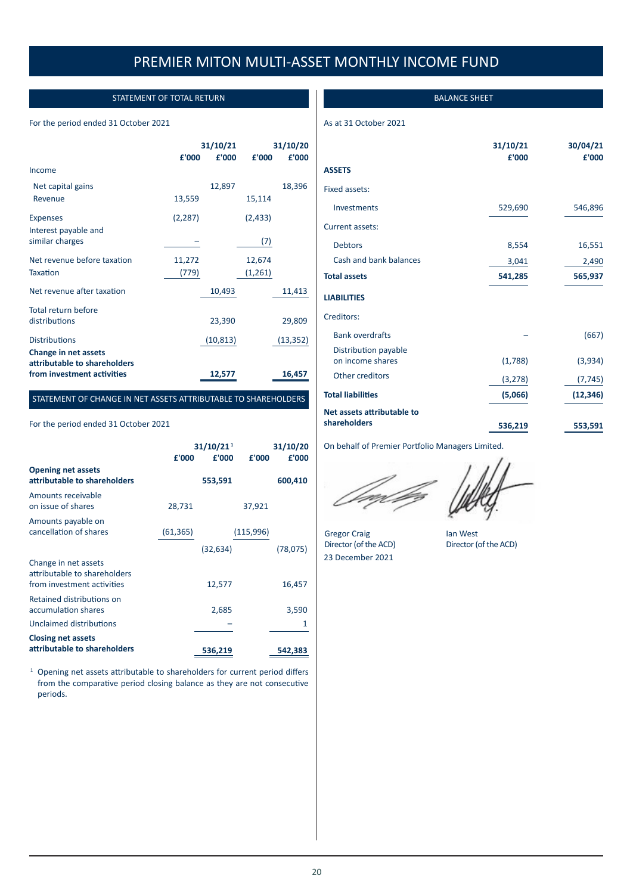# PREMIER MITON MULTI-ASSET MONTHLY INCOME FUND

## STATEMENT OF TOTAL RETURN

For the period ended 31 October 2021

| | £'000 | 31/10/21 £'000 | £'000 | 31/10/20 £'000 |
|---|---|---|---|---|
| Income | | | | |
| Net capital gains | | 12,897 | | 18,396 |
| Revenue | 13,559 | | 15,114 | |
| Expenses | (2,287) | | (2,433) | |
| Interest payable and similar charges | – | | (7) | |
| Net revenue before taxation | 11,272 | | 12,674 | |
| Taxation | (779) | | (1,261) | |
| Net revenue after taxation | | 10,493 | | 11,413 |
| Total return before distributions | | 23,390 | | 29,809 |
| Distributions | | (10,813) | | (13,352) |
| **Change in net assets attributable to shareholders from investment activities** | | **12,577** | | **16,457** |

## STATEMENT OF CHANGE IN NET ASSETS ATTRIBUTABLE TO SHAREHOLDERS

For the period ended 31 October 2021

| | £'000 | 31/10/21[1] £'000 | £'000 | 31/10/20 £'000 |
|---|---|---|---|---|
| **Opening net assets attributable to shareholders** | | **553,591** | | **600,410** |
| Amounts receivable on issue of shares | 28,731 | | 37,921 | |
| Amounts payable on cancellation of shares | (61,365) | | (115,996) | |
| | | (32,634) | | (78,075) |
| Change in net assets attributable to shareholders from investment activities | | 12,577 | | 16,457 |
| Retained distributions on accumulation shares | | 2,685 | | 3,590 |
| Unclaimed distributions | | – | | 1 |
| **Closing net assets attributable to shareholders** | | **536,219** | | **542,383** |

[1] Opening net assets attributable to shareholders for current period differs from the comparative period closing balance as they are not consecutive periods.

## BALANCE SHEET

As at 31 October 2021

| | 31/10/21 £'000 | 30/04/21 £'000 |
|---|---|---|
| **ASSETS** | | |
| Fixed assets: | | |
| Investments | 529,690 | 546,896 |
| Current assets: | | |
| Debtors | 8,554 | 16,551 |
| Cash and bank balances | 3,041 | 2,490 |
| **Total assets** | **541,285** | **565,937** |
| **LIABILITIES** | | |
| Creditors: | | |
| Bank overdrafts | – | (667) |
| Distribution payable on income shares | (1,788) | (3,934) |
| Other creditors | (3,278) | (7,745) |
| **Total liabilities** | **(5,066)** | **(12,346)** |
| **Net assets attributable to shareholders** | **536,219** | **553,591** |

On behalf of Premier Portfolio Managers Limited.

Gregor Craig
Director (of the ACD)

Ian West
Director (of the ACD)

23 December 2021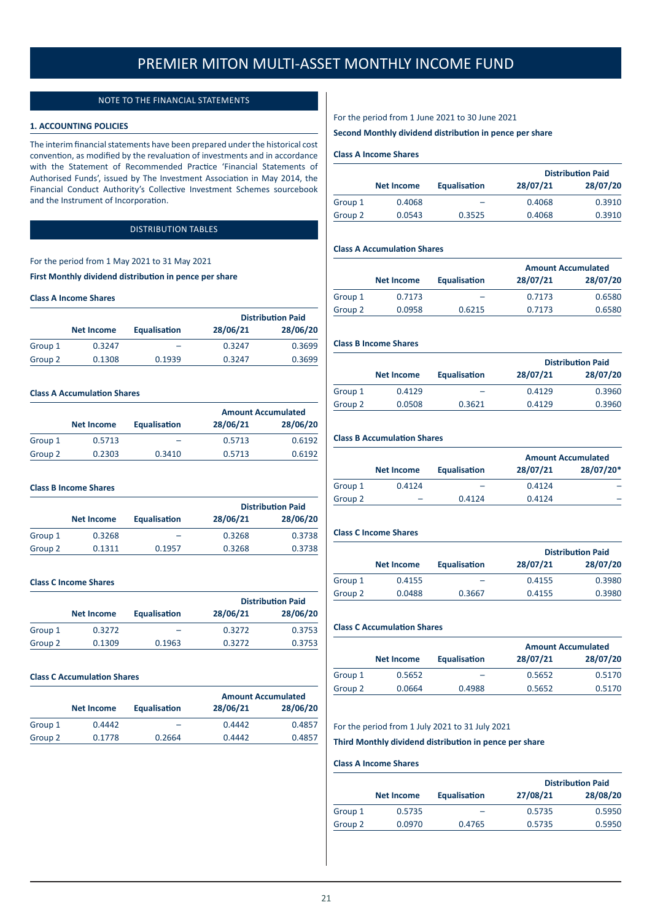# PREMIER MITON MULTI-ASSET MONTHLY INCOME FUND

## NOTE TO THE FINANCIAL STATEMENTS

### 1. ACCOUNTING POLICIES

The interim financial statements have been prepared under the historical cost convention, as modified by the revaluation of investments and in accordance with the Statement of Recommended Practice 'Financial Statements of Authorised Funds', issued by The Investment Association in May 2014, the Financial Conduct Authority's Collective Investment Schemes sourcebook and the Instrument of Incorporation.

## DISTRIBUTION TABLES

For the period from 1 May 2021 to 31 May 2021

**First Monthly dividend distribution in pence per share**

**Class A Income Shares**

| | Net Income | Equalisation | Distribution Paid 28/06/21 | Distribution Paid 28/06/20 |
|---|---|---|---|---|
| Group 1 | 0.3247 | – | 0.3247 | 0.3699 |
| Group 2 | 0.1308 | 0.1939 | 0.3247 | 0.3699 |

**Class A Accumulation Shares**

| | Net Income | Equalisation | Amount Accumulated 28/06/21 | Amount Accumulated 28/06/20 |
|---|---|---|---|---|
| Group 1 | 0.5713 | – | 0.5713 | 0.6192 |
| Group 2 | 0.2303 | 0.3410 | 0.5713 | 0.6192 |

**Class B Income Shares**

| | Net Income | Equalisation | Distribution Paid 28/06/21 | Distribution Paid 28/06/20 |
|---|---|---|---|---|
| Group 1 | 0.3268 | – | 0.3268 | 0.3738 |
| Group 2 | 0.1311 | 0.1957 | 0.3268 | 0.3738 |

**Class C Income Shares**

| | Net Income | Equalisation | Distribution Paid 28/06/21 | Distribution Paid 28/06/20 |
|---|---|---|---|---|
| Group 1 | 0.3272 | – | 0.3272 | 0.3753 |
| Group 2 | 0.1309 | 0.1963 | 0.3272 | 0.3753 |

**Class C Accumulation Shares**

| | Net Income | Equalisation | Amount Accumulated 28/06/21 | Amount Accumulated 28/06/20 |
|---|---|---|---|---|
| Group 1 | 0.4442 | – | 0.4442 | 0.4857 |
| Group 2 | 0.1778 | 0.2664 | 0.4442 | 0.4857 |

For the period from 1 June 2021 to 30 June 2021

**Second Monthly dividend distribution in pence per share**

**Class A Income Shares**

| | Net Income | Equalisation | Distribution Paid 28/07/21 | Distribution Paid 28/07/20 |
|---|---|---|---|---|
| Group 1 | 0.4068 | – | 0.4068 | 0.3910 |
| Group 2 | 0.0543 | 0.3525 | 0.4068 | 0.3910 |

**Class A Accumulation Shares**

| | Net Income | Equalisation | Amount Accumulated 28/07/21 | Amount Accumulated 28/07/20 |
|---|---|---|---|---|
| Group 1 | 0.7173 | – | 0.7173 | 0.6580 |
| Group 2 | 0.0958 | 0.6215 | 0.7173 | 0.6580 |

**Class B Income Shares**

| | Net Income | Equalisation | Distribution Paid 28/07/21 | Distribution Paid 28/07/20 |
|---|---|---|---|---|
| Group 1 | 0.4129 | – | 0.4129 | 0.3960 |
| Group 2 | 0.0508 | 0.3621 | 0.4129 | 0.3960 |

**Class B Accumulation Shares**

| | Net Income | Equalisation | Amount Accumulated 28/07/21 | Amount Accumulated 28/07/20* |
|---|---|---|---|---|
| Group 1 | 0.4124 | – | 0.4124 | – |
| Group 2 | – | 0.4124 | 0.4124 | – |

**Class C Income Shares**

| | Net Income | Equalisation | Distribution Paid 28/07/21 | Distribution Paid 28/07/20 |
|---|---|---|---|---|
| Group 1 | 0.4155 | – | 0.4155 | 0.3980 |
| Group 2 | 0.0488 | 0.3667 | 0.4155 | 0.3980 |

**Class C Accumulation Shares**

| | Net Income | Equalisation | Amount Accumulated 28/07/21 | Amount Accumulated 28/07/20 |
|---|---|---|---|---|
| Group 1 | 0.5652 | – | 0.5652 | 0.5170 |
| Group 2 | 0.0664 | 0.4988 | 0.5652 | 0.5170 |

For the period from 1 July 2021 to 31 July 2021

**Third Monthly dividend distribution in pence per share**

**Class A Income Shares**

| | Net Income | Equalisation | Distribution Paid 27/08/21 | Distribution Paid 28/08/20 |
|---|---|---|---|---|
| Group 1 | 0.5735 | – | 0.5735 | 0.5950 |
| Group 2 | 0.0970 | 0.4765 | 0.5735 | 0.5950 |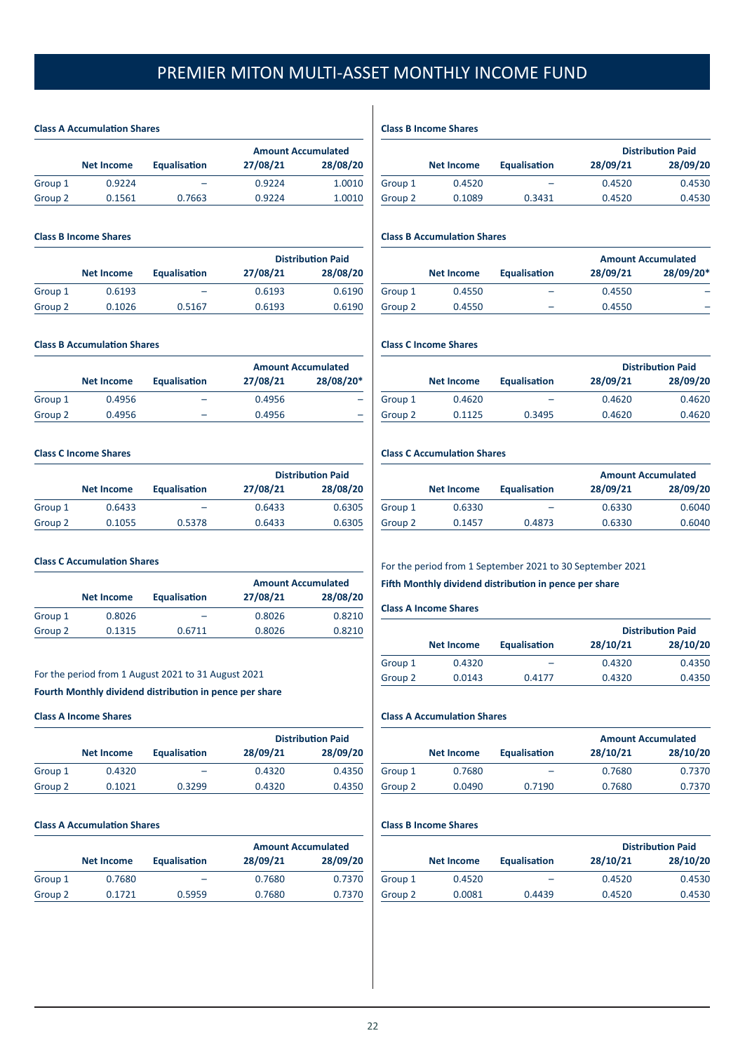# PREMIER MITON MULTI-ASSET MONTHLY INCOME FUND

**Class A Accumulation Shares**

| | Net Income | Equalisation | Amount Accumulated 27/08/21 | Amount Accumulated 28/08/20 |
|---|---|---|---|---|
| Group 1 | 0.9224 | – | 0.9224 | 1.0010 |
| Group 2 | 0.1561 | 0.7663 | 0.9224 | 1.0010 |

**Class B Income Shares**

| | Net Income | Equalisation | Distribution Paid 27/08/21 | Distribution Paid 28/08/20 |
|---|---|---|---|---|
| Group 1 | 0.6193 | – | 0.6193 | 0.6190 |
| Group 2 | 0.1026 | 0.5167 | 0.6193 | 0.6190 |

**Class B Accumulation Shares**

| | Net Income | Equalisation | Amount Accumulated 27/08/21 | Amount Accumulated 28/08/20* |
|---|---|---|---|---|
| Group 1 | 0.4956 | – | 0.4956 | – |
| Group 2 | 0.4956 | – | 0.4956 | – |

**Class C Income Shares**

| | Net Income | Equalisation | Distribution Paid 27/08/21 | Distribution Paid 28/08/20 |
|---|---|---|---|---|
| Group 1 | 0.6433 | – | 0.6433 | 0.6305 |
| Group 2 | 0.1055 | 0.5378 | 0.6433 | 0.6305 |

**Class C Accumulation Shares**

| | Net Income | Equalisation | Amount Accumulated 27/08/21 | Amount Accumulated 28/08/20 |
|---|---|---|---|---|
| Group 1 | 0.8026 | – | 0.8026 | 0.8210 |
| Group 2 | 0.1315 | 0.6711 | 0.8026 | 0.8210 |

For the period from 1 August 2021 to 31 August 2021

**Fourth Monthly dividend distribution in pence per share**

**Class A Income Shares**

| | Net Income | Equalisation | Distribution Paid 28/09/21 | Distribution Paid 28/09/20 |
|---|---|---|---|---|
| Group 1 | 0.4320 | – | 0.4320 | 0.4350 |
| Group 2 | 0.1021 | 0.3299 | 0.4320 | 0.4350 |

**Class A Accumulation Shares**

| | Net Income | Equalisation | Amount Accumulated 28/09/21 | Amount Accumulated 28/09/20 |
|---|---|---|---|---|
| Group 1 | 0.7680 | – | 0.7680 | 0.7370 |
| Group 2 | 0.1721 | 0.5959 | 0.7680 | 0.7370 |

**Class B Income Shares**

| | Net Income | Equalisation | Distribution Paid 28/09/21 | Distribution Paid 28/09/20 |
|---|---|---|---|---|
| Group 1 | 0.4520 | – | 0.4520 | 0.4530 |
| Group 2 | 0.1089 | 0.3431 | 0.4520 | 0.4530 |

**Class B Accumulation Shares**

| | Net Income | Equalisation | Amount Accumulated 28/09/21 | Amount Accumulated 28/09/20* |
|---|---|---|---|---|
| Group 1 | 0.4550 | – | 0.4550 | – |
| Group 2 | 0.4550 | – | 0.4550 | – |

**Class C Income Shares**

| | Net Income | Equalisation | Distribution Paid 28/09/21 | Distribution Paid 28/09/20 |
|---|---|---|---|---|
| Group 1 | 0.4620 | – | 0.4620 | 0.4620 |
| Group 2 | 0.1125 | 0.3495 | 0.4620 | 0.4620 |

**Class C Accumulation Shares**

| | Net Income | Equalisation | Amount Accumulated 28/09/21 | Amount Accumulated 28/09/20 |
|---|---|---|---|---|
| Group 1 | 0.6330 | – | 0.6330 | 0.6040 |
| Group 2 | 0.1457 | 0.4873 | 0.6330 | 0.6040 |

For the period from 1 September 2021 to 30 September 2021

**Fifth Monthly dividend distribution in pence per share**

**Class A Income Shares**

| | Net Income | Equalisation | Distribution Paid 28/10/21 | Distribution Paid 28/10/20 |
|---|---|---|---|---|
| Group 1 | 0.4320 | – | 0.4320 | 0.4350 |
| Group 2 | 0.0143 | 0.4177 | 0.4320 | 0.4350 |

**Class A Accumulation Shares**

| | Net Income | Equalisation | Amount Accumulated 28/10/21 | Amount Accumulated 28/10/20 |
|---|---|---|---|---|
| Group 1 | 0.7680 | – | 0.7680 | 0.7370 |
| Group 2 | 0.0490 | 0.7190 | 0.7680 | 0.7370 |

**Class B Income Shares**

| | Net Income | Equalisation | Distribution Paid 28/10/21 | Distribution Paid 28/10/20 |
|---|---|---|---|---|
| Group 1 | 0.4520 | – | 0.4520 | 0.4530 |
| Group 2 | 0.0081 | 0.4439 | 0.4520 | 0.4530 |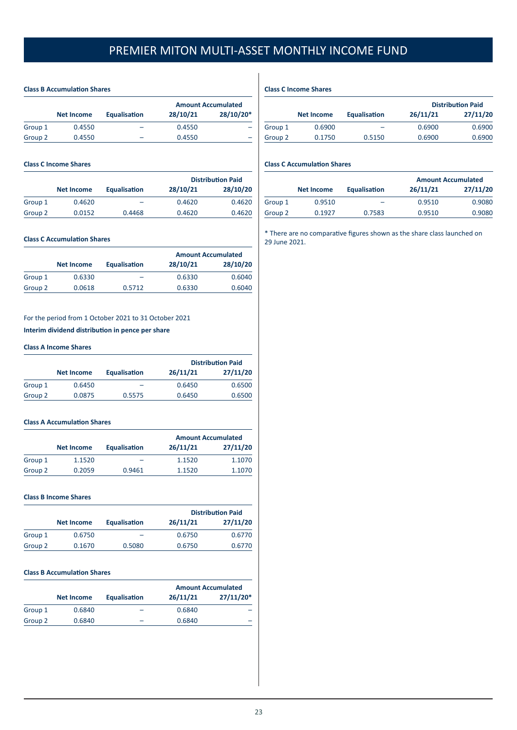# PREMIER MITON MULTI-ASSET MONTHLY INCOME FUND

**Class B Accumulation Shares**

| | Net Income | Equalisation | Amount Accumulated 28/10/21 | 28/10/20* |
|---|---|---|---|---|
| Group 1 | 0.4550 | – | 0.4550 | – |
| Group 2 | 0.4550 | – | 0.4550 | – |

**Class C Income Shares**

| | Net Income | Equalisation | Distribution Paid 28/10/21 | 28/10/20 |
|---|---|---|---|---|
| Group 1 | 0.4620 | – | 0.4620 | 0.4620 |
| Group 2 | 0.0152 | 0.4468 | 0.4620 | 0.4620 |

**Class C Accumulation Shares**

| | Net Income | Equalisation | Amount Accumulated 28/10/21 | 28/10/20 |
|---|---|---|---|---|
| Group 1 | 0.6330 | – | 0.6330 | 0.6040 |
| Group 2 | 0.0618 | 0.5712 | 0.6330 | 0.6040 |

For the period from 1 October 2021 to 31 October 2021

**Interim dividend distribution in pence per share**

**Class A Income Shares**

| | Net Income | Equalisation | Distribution Paid 26/11/21 | 27/11/20 |
|---|---|---|---|---|
| Group 1 | 0.6450 | – | 0.6450 | 0.6500 |
| Group 2 | 0.0875 | 0.5575 | 0.6450 | 0.6500 |

**Class A Accumulation Shares**

| | Net Income | Equalisation | Amount Accumulated 26/11/21 | 27/11/20 |
|---|---|---|---|---|
| Group 1 | 1.1520 | – | 1.1520 | 1.1070 |
| Group 2 | 0.2059 | 0.9461 | 1.1520 | 1.1070 |

**Class B Income Shares**

| | Net Income | Equalisation | Distribution Paid 26/11/21 | 27/11/20 |
|---|---|---|---|---|
| Group 1 | 0.6750 | – | 0.6750 | 0.6770 |
| Group 2 | 0.1670 | 0.5080 | 0.6750 | 0.6770 |

**Class B Accumulation Shares**

| | Net Income | Equalisation | Amount Accumulated 26/11/21 | 27/11/20* |
|---|---|---|---|---|
| Group 1 | 0.6840 | – | 0.6840 | – |
| Group 2 | 0.6840 | – | 0.6840 | – |

**Class C Income Shares**

| | Net Income | Equalisation | Distribution Paid 26/11/21 | 27/11/20 |
|---|---|---|---|---|
| Group 1 | 0.6900 | – | 0.6900 | 0.6900 |
| Group 2 | 0.1750 | 0.5150 | 0.6900 | 0.6900 |

**Class C Accumulation Shares**

| | Net Income | Equalisation | Amount Accumulated 26/11/21 | 27/11/20 |
|---|---|---|---|---|
| Group 1 | 0.9510 | – | 0.9510 | 0.9080 |
| Group 2 | 0.1927 | 0.7583 | 0.9510 | 0.9080 |

* There are no comparative figures shown as the share class launched on 29 June 2021.